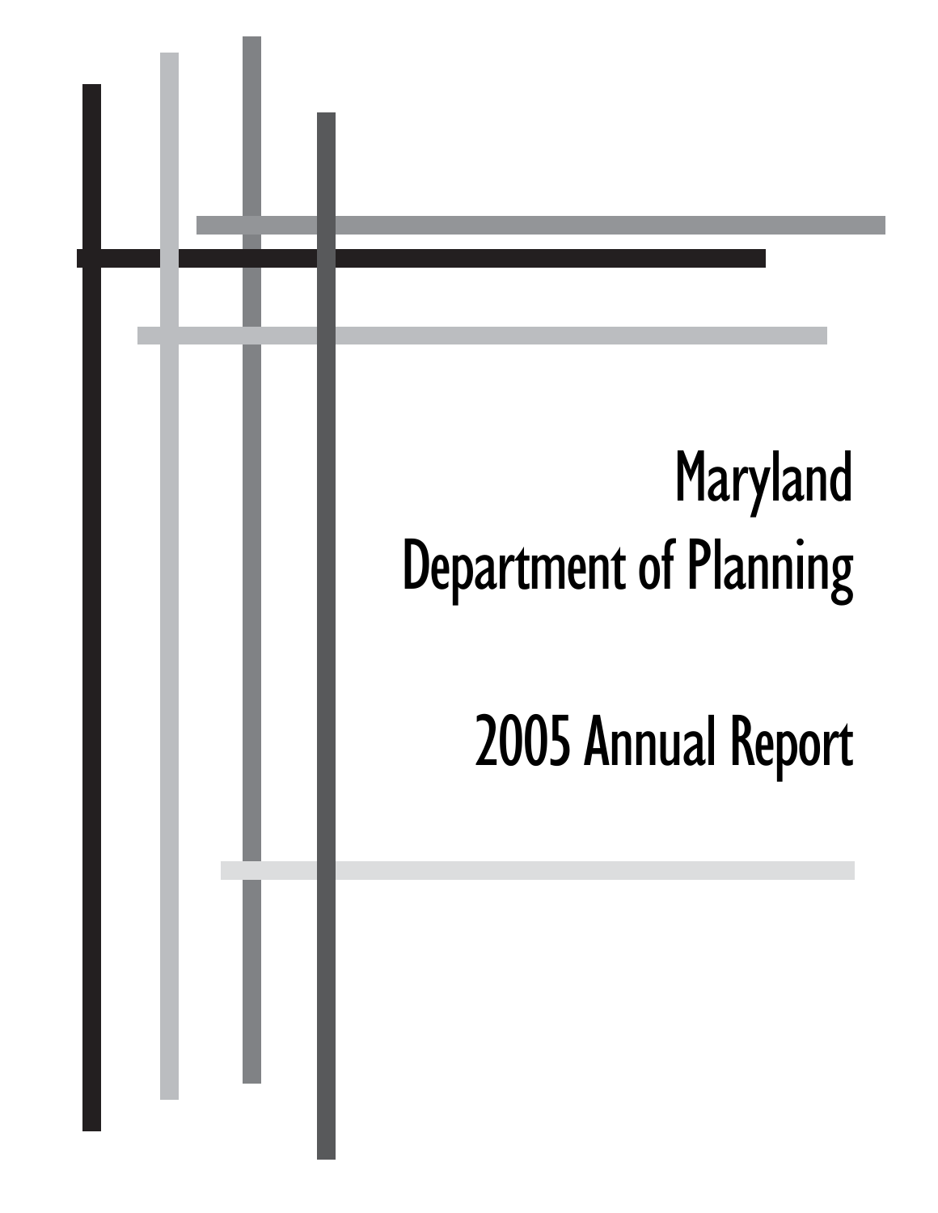# Maryland Department of Planning

# 2005 Annual Report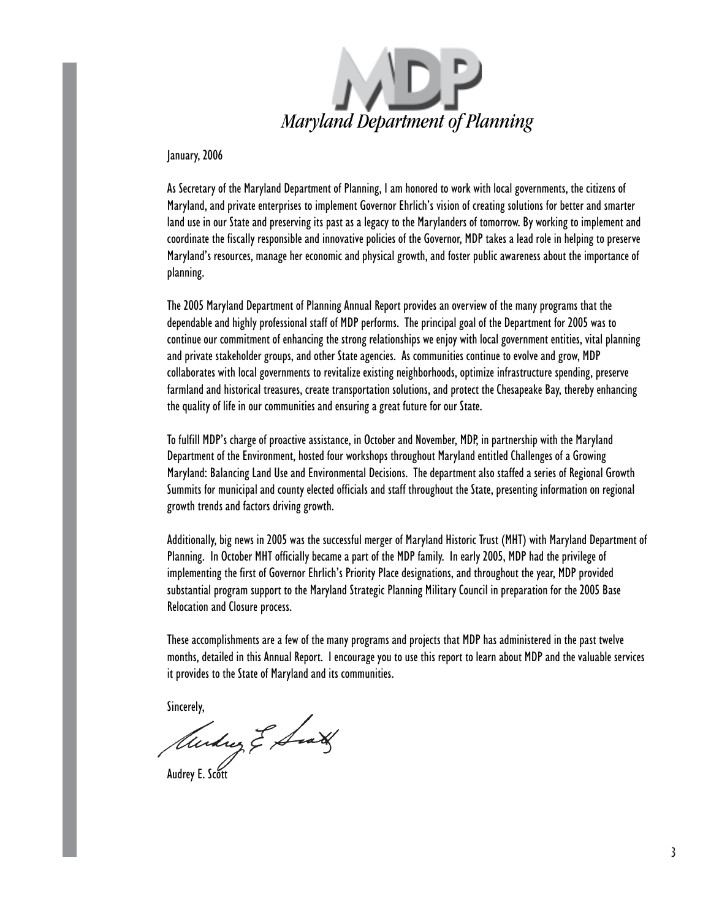# Maryland Department of Planning

January, 2006

As Secretary of the Maryland Department of Planning, I am honored to work with local governments, the citizens of Maryland, and private enterprises to implement Governor Ehrlich's vision of creating solutions for better and smarter land use in our State and preserving its past as a legacy to the Marylanders of tomorrow. By working to implement and coordinate the fiscally responsible and innovative policies of the Governor, MDP takes a lead role in helping to preserve Maryland's resources, manage her economic and physical growth, and foster public awareness about the importance of planning.

The 2005 Maryland Department of Planning Annual Report provides an overview of the many programs that the dependable and highly professional staff of MDP performs. The principal goal of the Department for 2005 was to continue our commitment of enhancing the strong relationships we enjoy with local government entities, vital planning and private stakeholder groups, and other State agencies. As communities continue to evolve and grow, MDP collaborates with local governments to revitalize existing neighborhoods, optimize infrastructure spending, preserve farmland and historical treasures, create transportation solutions, and protect the Chesapeake Bay, thereby enhancing the quality of life in our communities and ensuring a great future for our State.

To fulfill MDP's charge of proactive assistance, in October and November, MDP, in partnership with the Maryland Department of the Environment, hosted four workshops throughout Maryland entitled Challenges of a Growing Maryland: Balancing Land Use and Environmental Decisions. The department also staffed a series of Regional Growth Summits for municipal and county elected officials and staff throughout the State, presenting information on regional growth trends and factors driving growth.

Additionally, big news in 2005 was the successful merger of Maryland Historic Trust (MHT) with Maryland Department of Planning. In October MHT officially became a part of the MDP family. In early 2005, MDP had the privilege of implementing the first of Governor Ehrlich's Priority Place designations, and throughout the year, MDP provided substantial program support to the Maryland Strategic Planning Military Council in preparation for the 2005 Base Relocation and Closure process.

These accomplishments are a few of the many programs and projects that MDP has administered in the past twelve months, detailed in this Annual Report. I encourage you to use this report to learn about MDP and the valuable services it provides to the State of Maryland and its communities.

Sincerely,

Audrey E. Scott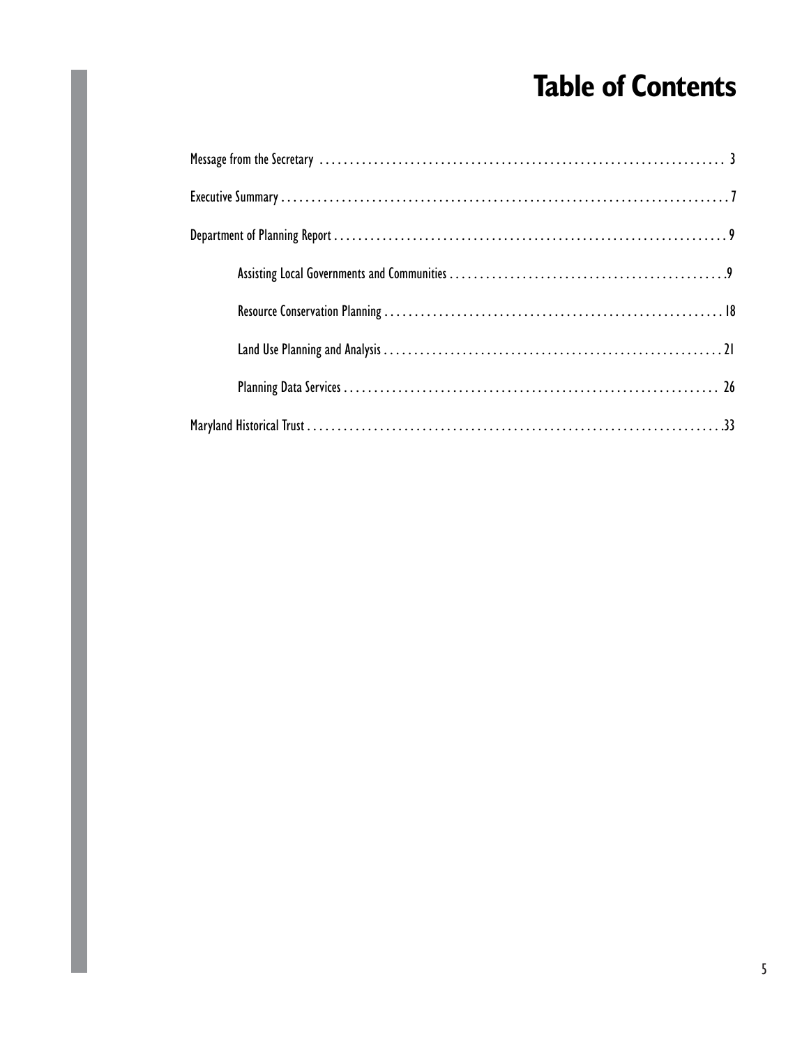# Table of Contents

Message from the Secretary . . . . . . . . . . . . . . . . . . . . . . . . . . . . . . . . . . . . . . . . . . . . . . . . . . . . . . . . . . . . . . . . . 3

Executive Summary . . . . . . . . . . . . . . . . . . . . . . . . . . . . . . . . . . . . . . . . . . . . . . . . . . . . . . . . . . . . . . . . . . . . . . . . . 7

Department of Planning Report . . . . . . . . . . . . . . . . . . . . . . . . . . . . . . . . . . . . . . . . . . . . . . . . . . . . . . . . . . . . . . . 9

- Assisting Local Governments and Communities . . . . . . . . . . . . . . . . . . . . . . . . . . . . . . . . . . . . . . . . . . . . .9
- Resource Conservation Planning . . . . . . . . . . . . . . . . . . . . . . . . . . . . . . . . . . . . . . . . . . . . . . . . . . . . . . . 18
- Land Use Planning and Analysis . . . . . . . . . . . . . . . . . . . . . . . . . . . . . . . . . . . . . . . . . . . . . . . . . . . . . . . 21
- Planning Data Services . . . . . . . . . . . . . . . . . . . . . . . . . . . . . . . . . . . . . . . . . . . . . . . . . . . . . . . . . . . . . 26

Maryland Historical Trust . . . . . . . . . . . . . . . . . . . . . . . . . . . . . . . . . . . . . . . . . . . . . . . . . . . . . . . . . . . . . . . . . . . .33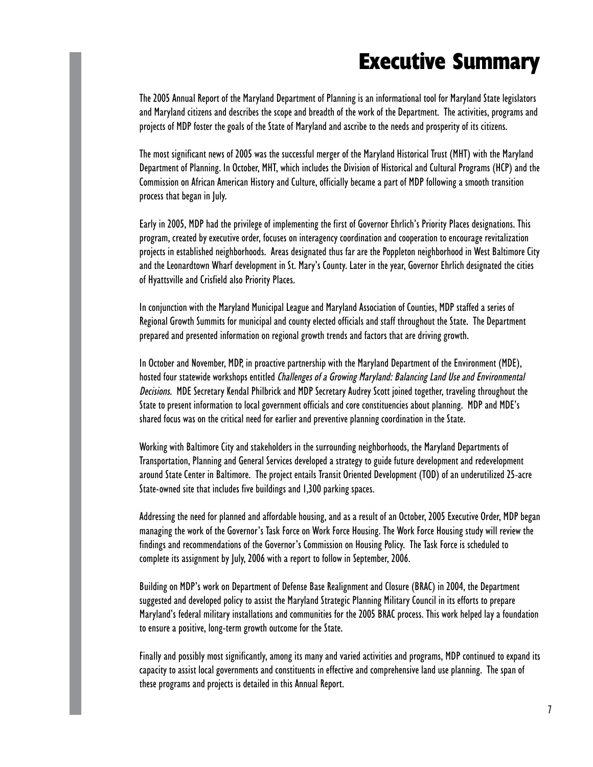# Executive Summary

The 2005 Annual Report of the Maryland Department of Planning is an informational tool for Maryland State legislators and Maryland citizens and describes the scope and breadth of the work of the Department. The activities, programs and projects of MDP foster the goals of the State of Maryland and ascribe to the needs and prosperity of its citizens.

The most significant news of 2005 was the successful merger of the Maryland Historical Trust (MHT) with the Maryland Department of Planning. In October, MHT, which includes the Division of Historical and Cultural Programs (HCP) and the Commission on African American History and Culture, officially became a part of MDP following a smooth transition process that began in July.

Early in 2005, MDP had the privilege of implementing the first of Governor Ehrlich's Priority Places designations. This program, created by executive order, focuses on interagency coordination and cooperation to encourage revitalization projects in established neighborhoods. Areas designated thus far are the Poppleton neighborhood in West Baltimore City and the Leonardtown Wharf development in St. Mary's County. Later in the year, Governor Ehrlich designated the cities of Hyattsville and Crisfield also Priority Places.

In conjunction with the Maryland Municipal League and Maryland Association of Counties, MDP staffed a series of Regional Growth Summits for municipal and county elected officials and staff throughout the State. The Department prepared and presented information on regional growth trends and factors that are driving growth.

In October and November, MDP, in proactive partnership with the Maryland Department of the Environment (MDE), hosted four statewide workshops entitled *Challenges of a Growing Maryland: Balancing Land Use and Environmental Decisions.* MDE Secretary Kendal Philbrick and MDP Secretary Audrey Scott joined together, traveling throughout the State to present information to local government officials and core constituencies about planning. MDP and MDE's shared focus was on the critical need for earlier and preventive planning coordination in the State.

Working with Baltimore City and stakeholders in the surrounding neighborhoods, the Maryland Departments of Transportation, Planning and General Services developed a strategy to guide future development and redevelopment around State Center in Baltimore. The project entails Transit Oriented Development (TOD) of an underutilized 25-acre State-owned site that includes five buildings and 1,300 parking spaces.

Addressing the need for planned and affordable housing, and as a result of an October, 2005 Executive Order, MDP began managing the work of the Governor's Task Force on Work Force Housing. The Work Force Housing study will review the findings and recommendations of the Governor's Commission on Housing Policy. The Task Force is scheduled to complete its assignment by July, 2006 with a report to follow in September, 2006.

Building on MDP's work on Department of Defense Base Realignment and Closure (BRAC) in 2004, the Department suggested and developed policy to assist the Maryland Strategic Planning Military Council in its efforts to prepare Maryland's federal military installations and communities for the 2005 BRAC process. This work helped lay a foundation to ensure a positive, long-term growth outcome for the State.

Finally and possibly most significantly, among its many and varied activities and programs, MDP continued to expand its capacity to assist local governments and constituents in effective and comprehensive land use planning. The span of these programs and projects is detailed in this Annual Report.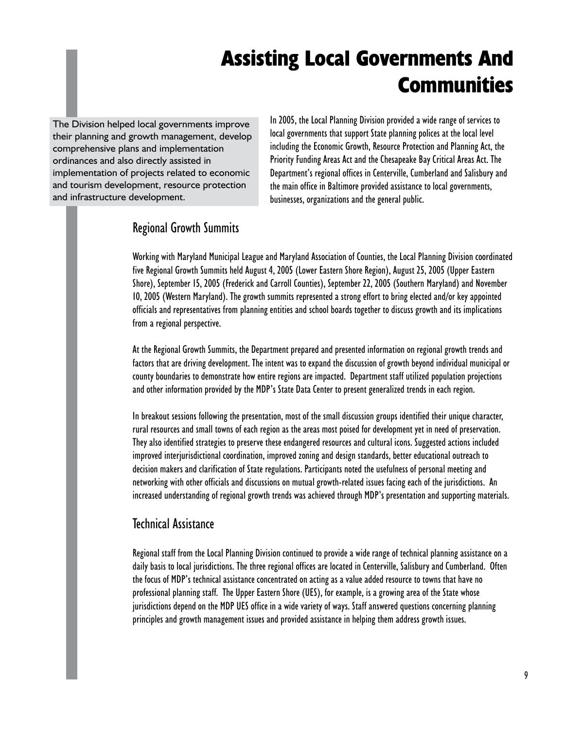# Assisting Local Governments And Communities

The Division helped local governments improve their planning and growth management, develop comprehensive plans and implementation ordinances and also directly assisted in implementation of projects related to economic and tourism development, resource protection and infrastructure development.

In 2005, the Local Planning Division provided a wide range of services to local governments that support State planning polices at the local level including the Economic Growth, Resource Protection and Planning Act, the Priority Funding Areas Act and the Chesapeake Bay Critical Areas Act. The Department's regional offices in Centerville, Cumberland and Salisbury and the main office in Baltimore provided assistance to local governments, businesses, organizations and the general public.

## Regional Growth Summits

Working with Maryland Municipal League and Maryland Association of Counties, the Local Planning Division coordinated five Regional Growth Summits held August 4, 2005 (Lower Eastern Shore Region), August 25, 2005 (Upper Eastern Shore), September 15, 2005 (Frederick and Carroll Counties), September 22, 2005 (Southern Maryland) and November 10, 2005 (Western Maryland). The growth summits represented a strong effort to bring elected and/or key appointed officials and representatives from planning entities and school boards together to discuss growth and its implications from a regional perspective.

At the Regional Growth Summits, the Department prepared and presented information on regional growth trends and factors that are driving development. The intent was to expand the discussion of growth beyond individual municipal or county boundaries to demonstrate how entire regions are impacted. Department staff utilized population projections and other information provided by the MDP's State Data Center to present generalized trends in each region.

In breakout sessions following the presentation, most of the small discussion groups identified their unique character, rural resources and small towns of each region as the areas most poised for development yet in need of preservation. They also identified strategies to preserve these endangered resources and cultural icons. Suggested actions included improved interjurisdictional coordination, improved zoning and design standards, better educational outreach to decision makers and clarification of State regulations. Participants noted the usefulness of personal meeting and networking with other officials and discussions on mutual growth-related issues facing each of the jurisdictions. An increased understanding of regional growth trends was achieved through MDP's presentation and supporting materials.

## Technical Assistance

Regional staff from the Local Planning Division continued to provide a wide range of technical planning assistance on a daily basis to local jurisdictions. The three regional offices are located in Centerville, Salisbury and Cumberland. Often the focus of MDP's technical assistance concentrated on acting as a value added resource to towns that have no professional planning staff. The Upper Eastern Shore (UES), for example, is a growing area of the State whose jurisdictions depend on the MDP UES office in a wide variety of ways. Staff answered questions concerning planning principles and growth management issues and provided assistance in helping them address growth issues.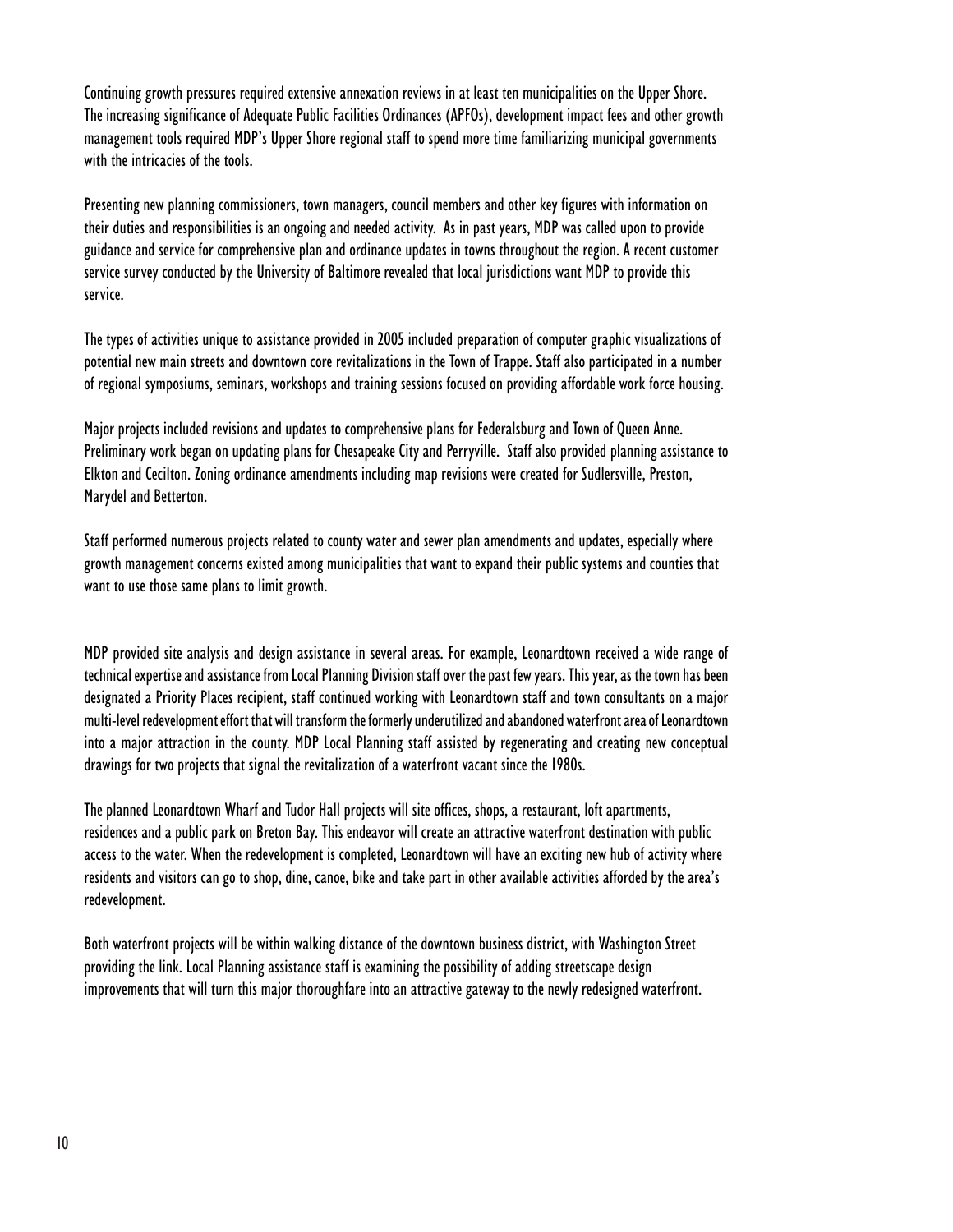Continuing growth pressures required extensive annexation reviews in at least ten municipalities on the Upper Shore. The increasing significance of Adequate Public Facilities Ordinances (APFOs), development impact fees and other growth management tools required MDP's Upper Shore regional staff to spend more time familiarizing municipal governments with the intricacies of the tools.

Presenting new planning commissioners, town managers, council members and other key figures with information on their duties and responsibilities is an ongoing and needed activity. As in past years, MDP was called upon to provide guidance and service for comprehensive plan and ordinance updates in towns throughout the region. A recent customer service survey conducted by the University of Baltimore revealed that local jurisdictions want MDP to provide this service.

The types of activities unique to assistance provided in 2005 included preparation of computer graphic visualizations of potential new main streets and downtown core revitalizations in the Town of Trappe. Staff also participated in a number of regional symposiums, seminars, workshops and training sessions focused on providing affordable work force housing.

Major projects included revisions and updates to comprehensive plans for Federalsburg and Town of Queen Anne. Preliminary work began on updating plans for Chesapeake City and Perryville. Staff also provided planning assistance to Elkton and Cecilton. Zoning ordinance amendments including map revisions were created for Sudlersville, Preston, Marydel and Betterton.

Staff performed numerous projects related to county water and sewer plan amendments and updates, especially where growth management concerns existed among municipalities that want to expand their public systems and counties that want to use those same plans to limit growth.

MDP provided site analysis and design assistance in several areas. For example, Leonardtown received a wide range of technical expertise and assistance from Local Planning Division staff over the past few years. This year, as the town has been designated a Priority Places recipient, staff continued working with Leonardtown staff and town consultants on a major multi-level redevelopment effort that will transform the formerly underutilized and abandoned waterfront area of Leonardtown into a major attraction in the county. MDP Local Planning staff assisted by regenerating and creating new conceptual drawings for two projects that signal the revitalization of a waterfront vacant since the 1980s.

The planned Leonardtown Wharf and Tudor Hall projects will site offices, shops, a restaurant, loft apartments, residences and a public park on Breton Bay. This endeavor will create an attractive waterfront destination with public access to the water. When the redevelopment is completed, Leonardtown will have an exciting new hub of activity where residents and visitors can go to shop, dine, canoe, bike and take part in other available activities afforded by the area's redevelopment.

Both waterfront projects will be within walking distance of the downtown business district, with Washington Street providing the link. Local Planning assistance staff is examining the possibility of adding streetscape design improvements that will turn this major thoroughfare into an attractive gateway to the newly redesigned waterfront.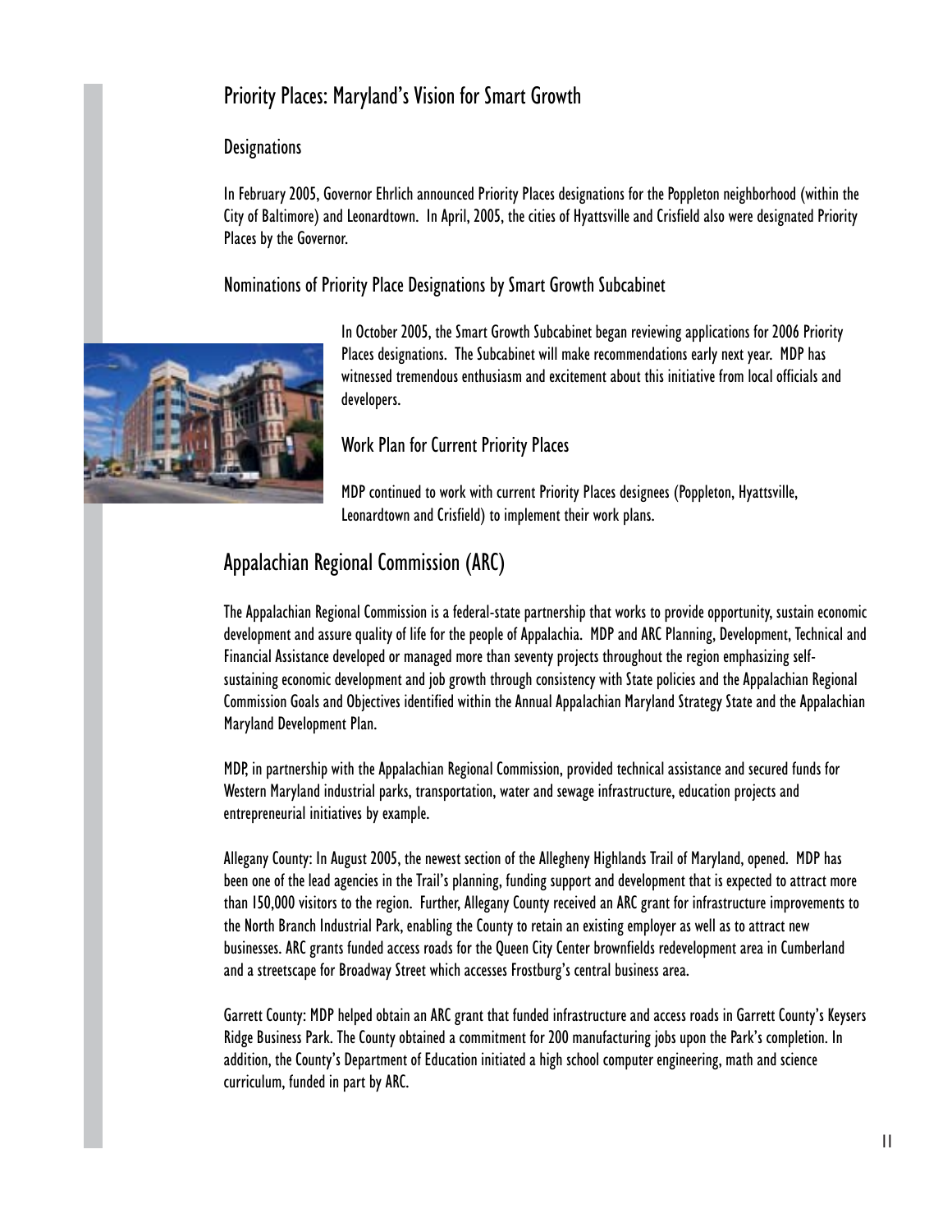## Priority Places: Maryland's Vision for Smart Growth

### Designations

In February 2005, Governor Ehrlich announced Priority Places designations for the Poppleton neighborhood (within the City of Baltimore) and Leonardtown. In April, 2005, the cities of Hyattsville and Crisfield also were designated Priority Places by the Governor.

### Nominations of Priority Place Designations by Smart Growth Subcabinet

In October 2005, the Smart Growth Subcabinet began reviewing applications for 2006 Priority Places designations. The Subcabinet will make recommendations early next year. MDP has witnessed tremendous enthusiasm and excitement about this initiative from local officials and developers.

### Work Plan for Current Priority Places

MDP continued to work with current Priority Places designees (Poppleton, Hyattsville, Leonardtown and Crisfield) to implement their work plans.

## Appalachian Regional Commission (ARC)

The Appalachian Regional Commission is a federal-state partnership that works to provide opportunity, sustain economic development and assure quality of life for the people of Appalachia. MDP and ARC Planning, Development, Technical and Financial Assistance developed or managed more than seventy projects throughout the region emphasizing self-sustaining economic development and job growth through consistency with State policies and the Appalachian Regional Commission Goals and Objectives identified within the Annual Appalachian Maryland Strategy State and the Appalachian Maryland Development Plan.

MDP, in partnership with the Appalachian Regional Commission, provided technical assistance and secured funds for Western Maryland industrial parks, transportation, water and sewage infrastructure, education projects and entrepreneurial initiatives by example.

Allegany County: In August 2005, the newest section of the Allegheny Highlands Trail of Maryland, opened. MDP has been one of the lead agencies in the Trail's planning, funding support and development that is expected to attract more than 150,000 visitors to the region. Further, Allegany County received an ARC grant for infrastructure improvements to the North Branch Industrial Park, enabling the County to retain an existing employer as well as to attract new businesses. ARC grants funded access roads for the Queen City Center brownfields redevelopment area in Cumberland and a streetscape for Broadway Street which accesses Frostburg's central business area.

Garrett County: MDP helped obtain an ARC grant that funded infrastructure and access roads in Garrett County's Keysers Ridge Business Park. The County obtained a commitment for 200 manufacturing jobs upon the Park's completion. In addition, the County's Department of Education initiated a high school computer engineering, math and science curriculum, funded in part by ARC.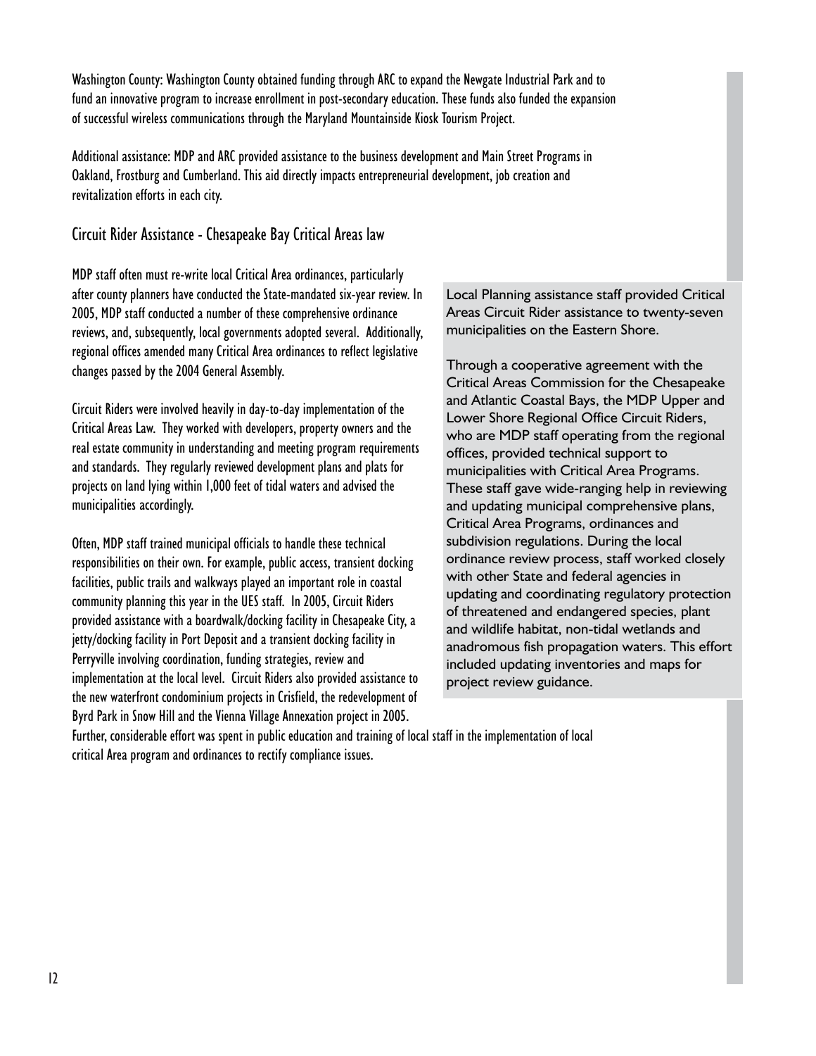Washington County: Washington County obtained funding through ARC to expand the Newgate Industrial Park and to fund an innovative program to increase enrollment in post-secondary education. These funds also funded the expansion of successful wireless communications through the Maryland Mountainside Kiosk Tourism Project.

Additional assistance: MDP and ARC provided assistance to the business development and Main Street Programs in Oakland, Frostburg and Cumberland. This aid directly impacts entrepreneurial development, job creation and revitalization efforts in each city.

## Circuit Rider Assistance - Chesapeake Bay Critical Areas law

MDP staff often must re-write local Critical Area ordinances, particularly after county planners have conducted the State-mandated six-year review. In 2005, MDP staff conducted a number of these comprehensive ordinance reviews, and, subsequently, local governments adopted several. Additionally, regional offices amended many Critical Area ordinances to reflect legislative changes passed by the 2004 General Assembly.

Circuit Riders were involved heavily in day-to-day implementation of the Critical Areas Law. They worked with developers, property owners and the real estate community in understanding and meeting program requirements and standards. They regularly reviewed development plans and plats for projects on land lying within 1,000 feet of tidal waters and advised the municipalities accordingly.

Often, MDP staff trained municipal officials to handle these technical responsibilities on their own. For example, public access, transient docking facilities, public trails and walkways played an important role in coastal community planning this year in the UES staff. In 2005, Circuit Riders provided assistance with a boardwalk/docking facility in Chesapeake City, a jetty/docking facility in Port Deposit and a transient docking facility in Perryville involving coordination, funding strategies, review and implementation at the local level. Circuit Riders also provided assistance to the new waterfront condominium projects in Crisfield, the redevelopment of Byrd Park in Snow Hill and the Vienna Village Annexation project in 2005. Further, considerable effort was spent in public education and training of local staff in the implementation of local critical Area program and ordinances to rectify compliance issues.

Local Planning assistance staff provided Critical Areas Circuit Rider assistance to twenty-seven municipalities on the Eastern Shore.

Through a cooperative agreement with the Critical Areas Commission for the Chesapeake and Atlantic Coastal Bays, the MDP Upper and Lower Shore Regional Office Circuit Riders, who are MDP staff operating from the regional offices, provided technical support to municipalities with Critical Area Programs. These staff gave wide-ranging help in reviewing and updating municipal comprehensive plans, Critical Area Programs, ordinances and subdivision regulations. During the local ordinance review process, staff worked closely with other State and federal agencies in updating and coordinating regulatory protection of threatened and endangered species, plant and wildlife habitat, non-tidal wetlands and anadromous fish propagation waters. This effort included updating inventories and maps for project review guidance.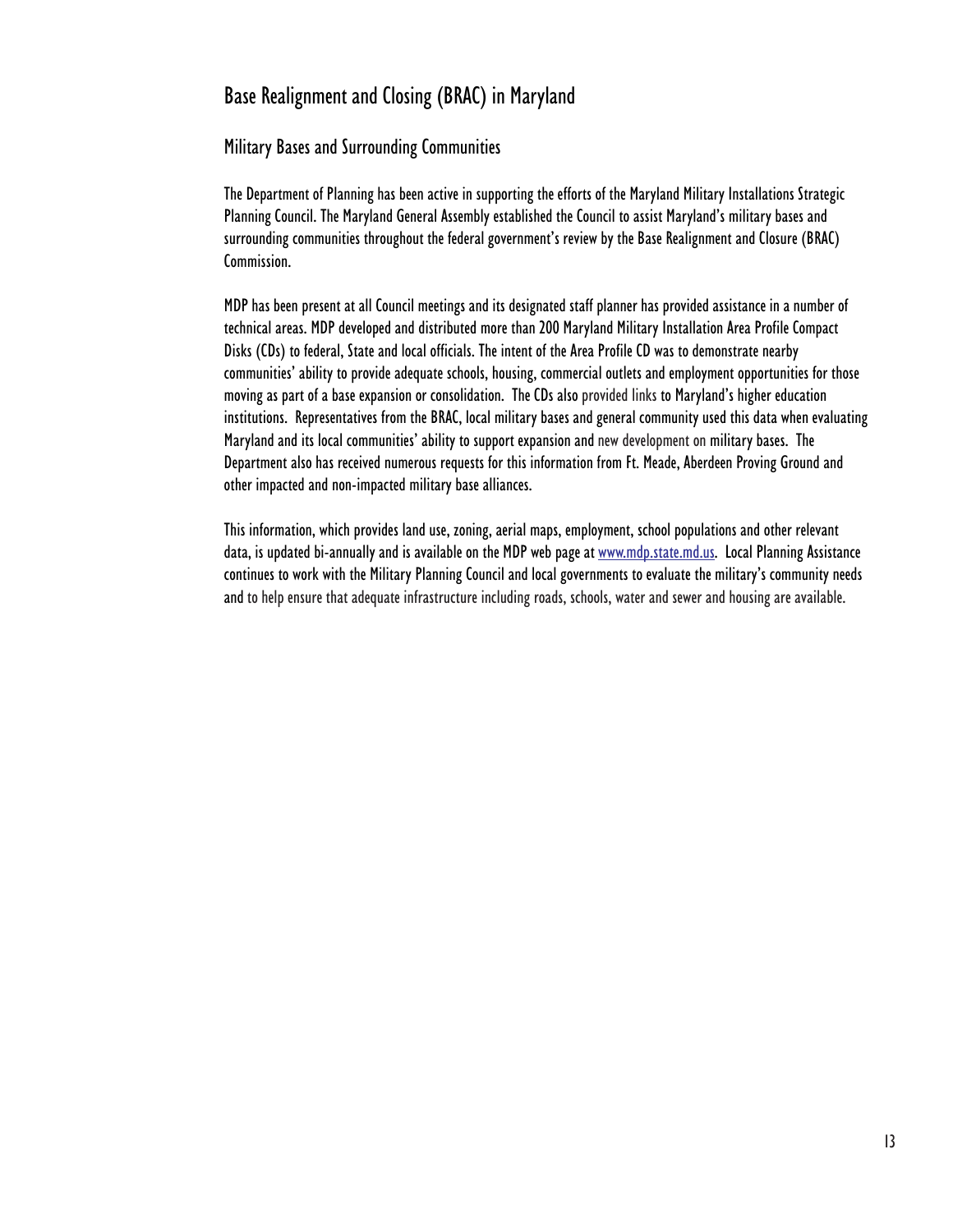# Base Realignment and Closing (BRAC) in Maryland

## Military Bases and Surrounding Communities

The Department of Planning has been active in supporting the efforts of the Maryland Military Installations Strategic Planning Council. The Maryland General Assembly established the Council to assist Maryland's military bases and surrounding communities throughout the federal government's review by the Base Realignment and Closure (BRAC) Commission.

MDP has been present at all Council meetings and its designated staff planner has provided assistance in a number of technical areas. MDP developed and distributed more than 200 Maryland Military Installation Area Profile Compact Disks (CDs) to federal, State and local officials. The intent of the Area Profile CD was to demonstrate nearby communities' ability to provide adequate schools, housing, commercial outlets and employment opportunities for those moving as part of a base expansion or consolidation. The CDs also provided links to Maryland's higher education institutions. Representatives from the BRAC, local military bases and general community used this data when evaluating Maryland and its local communities' ability to support expansion and new development on military bases. The Department also has received numerous requests for this information from Ft. Meade, Aberdeen Proving Ground and other impacted and non-impacted military base alliances.

This information, which provides land use, zoning, aerial maps, employment, school populations and other relevant data, is updated bi-annually and is available on the MDP web page at www.mdp.state.md.us. Local Planning Assistance continues to work with the Military Planning Council and local governments to evaluate the military's community needs and to help ensure that adequate infrastructure including roads, schools, water and sewer and housing are available.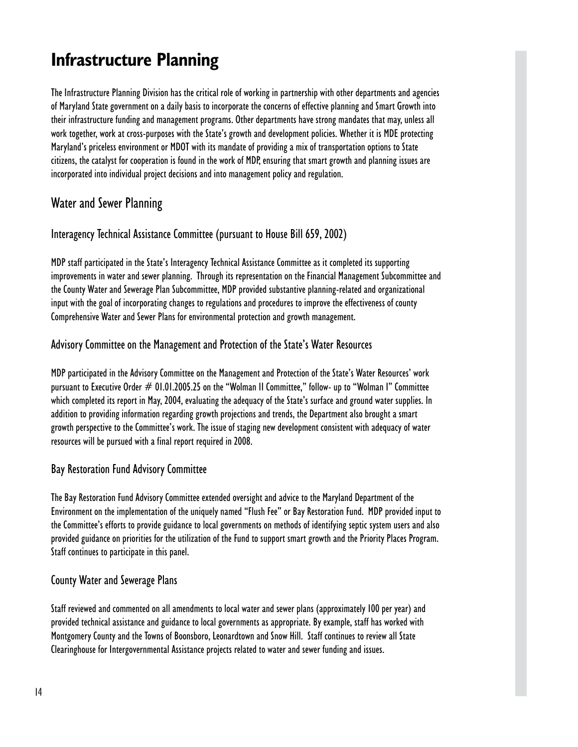# Infrastructure Planning

The Infrastructure Planning Division has the critical role of working in partnership with other departments and agencies of Maryland State government on a daily basis to incorporate the concerns of effective planning and Smart Growth into their infrastructure funding and management programs. Other departments have strong mandates that may, unless all work together, work at cross-purposes with the State's growth and development policies. Whether it is MDE protecting Maryland's priceless environment or MDOT with its mandate of providing a mix of transportation options to State citizens, the catalyst for cooperation is found in the work of MDP, ensuring that smart growth and planning issues are incorporated into individual project decisions and into management policy and regulation.

## Water and Sewer Planning

### Interagency Technical Assistance Committee (pursuant to House Bill 659, 2002)

MDP staff participated in the State's Interagency Technical Assistance Committee as it completed its supporting improvements in water and sewer planning. Through its representation on the Financial Management Subcommittee and the County Water and Sewerage Plan Subcommittee, MDP provided substantive planning-related and organizational input with the goal of incorporating changes to regulations and procedures to improve the effectiveness of county Comprehensive Water and Sewer Plans for environmental protection and growth management.

### Advisory Committee on the Management and Protection of the State's Water Resources

MDP participated in the Advisory Committee on the Management and Protection of the State's Water Resources' work pursuant to Executive Order # 01.01.2005.25 on the "Wolman II Committee," follow- up to "Wolman I" Committee which completed its report in May, 2004, evaluating the adequacy of the State's surface and ground water supplies. In addition to providing information regarding growth projections and trends, the Department also brought a smart growth perspective to the Committee's work. The issue of staging new development consistent with adequacy of water resources will be pursued with a final report required in 2008.

### Bay Restoration Fund Advisory Committee

The Bay Restoration Fund Advisory Committee extended oversight and advice to the Maryland Department of the Environment on the implementation of the uniquely named "Flush Fee" or Bay Restoration Fund. MDP provided input to the Committee's efforts to provide guidance to local governments on methods of identifying septic system users and also provided guidance on priorities for the utilization of the Fund to support smart growth and the Priority Places Program. Staff continues to participate in this panel.

### County Water and Sewerage Plans

Staff reviewed and commented on all amendments to local water and sewer plans (approximately 100 per year) and provided technical assistance and guidance to local governments as appropriate. By example, staff has worked with Montgomery County and the Towns of Boonsboro, Leonardtown and Snow Hill. Staff continues to review all State Clearinghouse for Intergovernmental Assistance projects related to water and sewer funding and issues.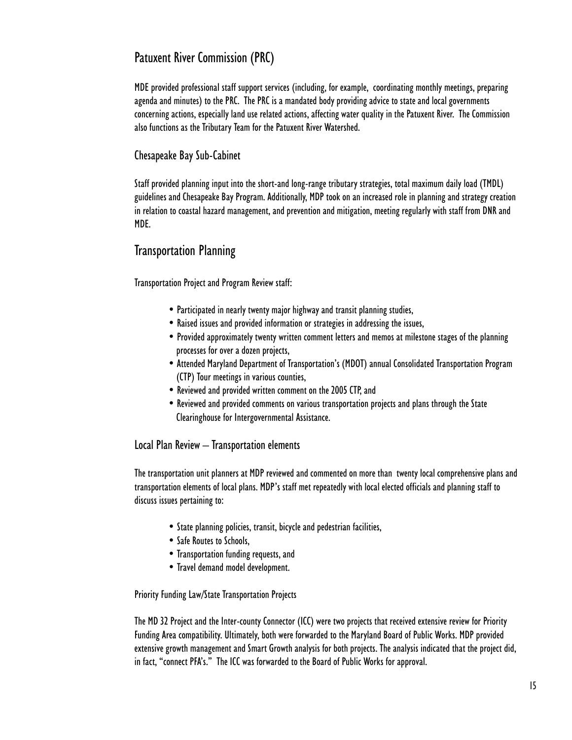## Patuxent River Commission (PRC)

MDE provided professional staff support services (including, for example, coordinating monthly meetings, preparing agenda and minutes) to the PRC. The PRC is a mandated body providing advice to state and local governments concerning actions, especially land use related actions, affecting water quality in the Patuxent River. The Commission also functions as the Tributary Team for the Patuxent River Watershed.

### Chesapeake Bay Sub-Cabinet

Staff provided planning input into the short-and long-range tributary strategies, total maximum daily load (TMDL) guidelines and Chesapeake Bay Program. Additionally, MDP took on an increased role in planning and strategy creation in relation to coastal hazard management, and prevention and mitigation, meeting regularly with staff from DNR and MDE.

## Transportation Planning

Transportation Project and Program Review staff:

- Participated in nearly twenty major highway and transit planning studies,
- Raised issues and provided information or strategies in addressing the issues,
- Provided approximately twenty written comment letters and memos at milestone stages of the planning processes for over a dozen projects,
- Attended Maryland Department of Transportation's (MDOT) annual Consolidated Transportation Program (CTP) Tour meetings in various counties,
- Reviewed and provided written comment on the 2005 CTP, and
- Reviewed and provided comments on various transportation projects and plans through the State Clearinghouse for Intergovernmental Assistance.

### Local Plan Review – Transportation elements

The transportation unit planners at MDP reviewed and commented on more than twenty local comprehensive plans and transportation elements of local plans. MDP's staff met repeatedly with local elected officials and planning staff to discuss issues pertaining to:

- State planning policies, transit, bicycle and pedestrian facilities,
- Safe Routes to Schools,
- Transportation funding requests, and
- Travel demand model development.

#### Priority Funding Law/State Transportation Projects

The MD 32 Project and the Inter-county Connector (ICC) were two projects that received extensive review for Priority Funding Area compatibility. Ultimately, both were forwarded to the Maryland Board of Public Works. MDP provided extensive growth management and Smart Growth analysis for both projects. The analysis indicated that the project did, in fact, "connect PFA's." The ICC was forwarded to the Board of Public Works for approval.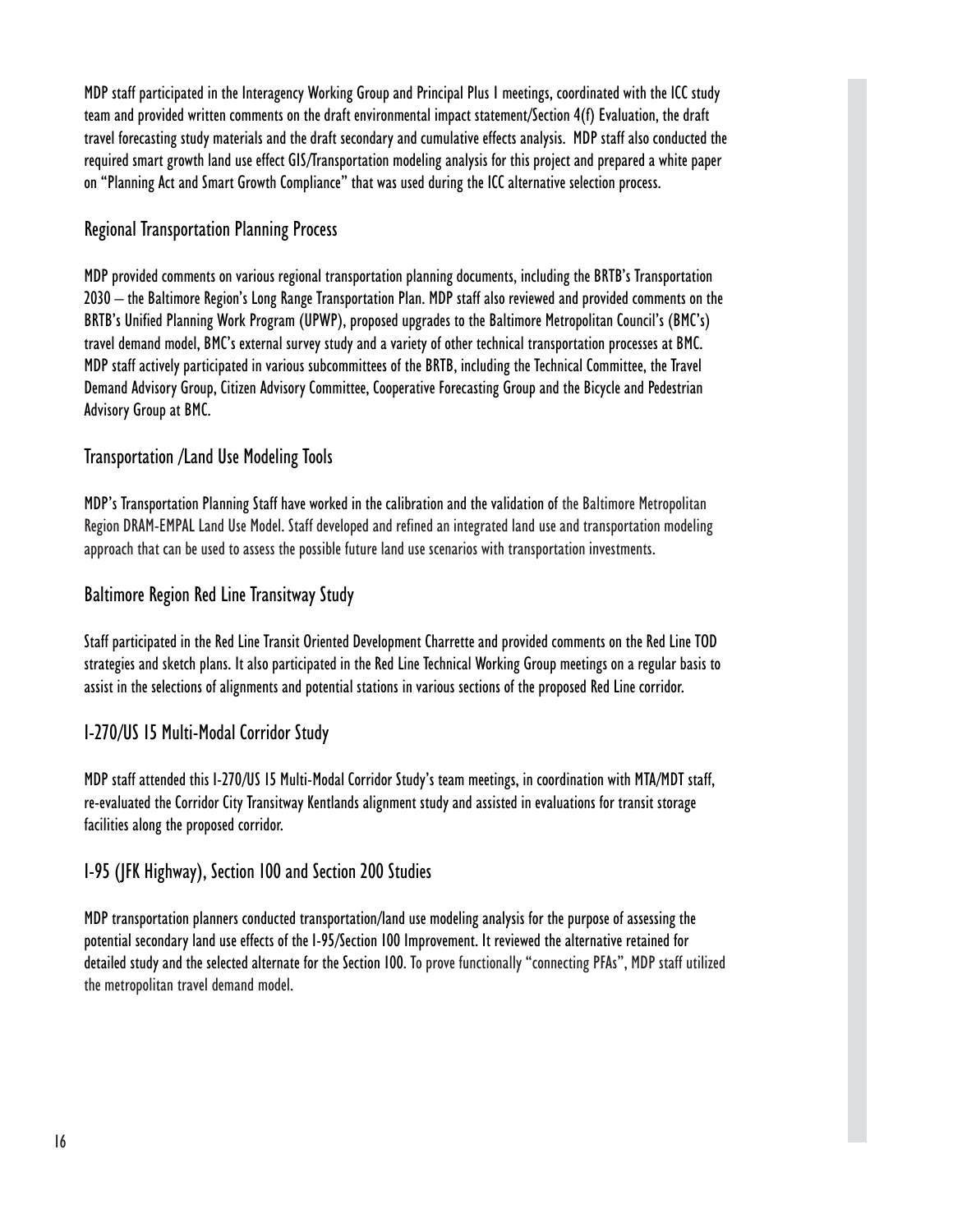MDP staff participated in the Interagency Working Group and Principal Plus 1 meetings, coordinated with the ICC study team and provided written comments on the draft environmental impact statement/Section 4(f) Evaluation, the draft travel forecasting study materials and the draft secondary and cumulative effects analysis. MDP staff also conducted the required smart growth land use effect GIS/Transportation modeling analysis for this project and prepared a white paper on "Planning Act and Smart Growth Compliance" that was used during the ICC alternative selection process.

## Regional Transportation Planning Process

MDP provided comments on various regional transportation planning documents, including the BRTB's Transportation 2030 – the Baltimore Region's Long Range Transportation Plan. MDP staff also reviewed and provided comments on the BRTB's Unified Planning Work Program (UPWP), proposed upgrades to the Baltimore Metropolitan Council's (BMC's) travel demand model, BMC's external survey study and a variety of other technical transportation processes at BMC. MDP staff actively participated in various subcommittees of the BRTB, including the Technical Committee, the Travel Demand Advisory Group, Citizen Advisory Committee, Cooperative Forecasting Group and the Bicycle and Pedestrian Advisory Group at BMC.

## Transportation /Land Use Modeling Tools

MDP's Transportation Planning Staff have worked in the calibration and the validation of the Baltimore Metropolitan Region DRAM-EMPAL Land Use Model. Staff developed and refined an integrated land use and transportation modeling approach that can be used to assess the possible future land use scenarios with transportation investments.

## Baltimore Region Red Line Transitway Study

Staff participated in the Red Line Transit Oriented Development Charrette and provided comments on the Red Line TOD strategies and sketch plans. It also participated in the Red Line Technical Working Group meetings on a regular basis to assist in the selections of alignments and potential stations in various sections of the proposed Red Line corridor.

## I-270/US 15 Multi-Modal Corridor Study

MDP staff attended this I-270/US 15 Multi-Modal Corridor Study's team meetings, in coordination with MTA/MDT staff, re-evaluated the Corridor City Transitway Kentlands alignment study and assisted in evaluations for transit storage facilities along the proposed corridor.

## I-95 (JFK Highway), Section 100 and Section 200 Studies

MDP transportation planners conducted transportation/land use modeling analysis for the purpose of assessing the potential secondary land use effects of the I-95/Section 100 Improvement. It reviewed the alternative retained for detailed study and the selected alternate for the Section 100. To prove functionally "connecting PFAs", MDP staff utilized the metropolitan travel demand model.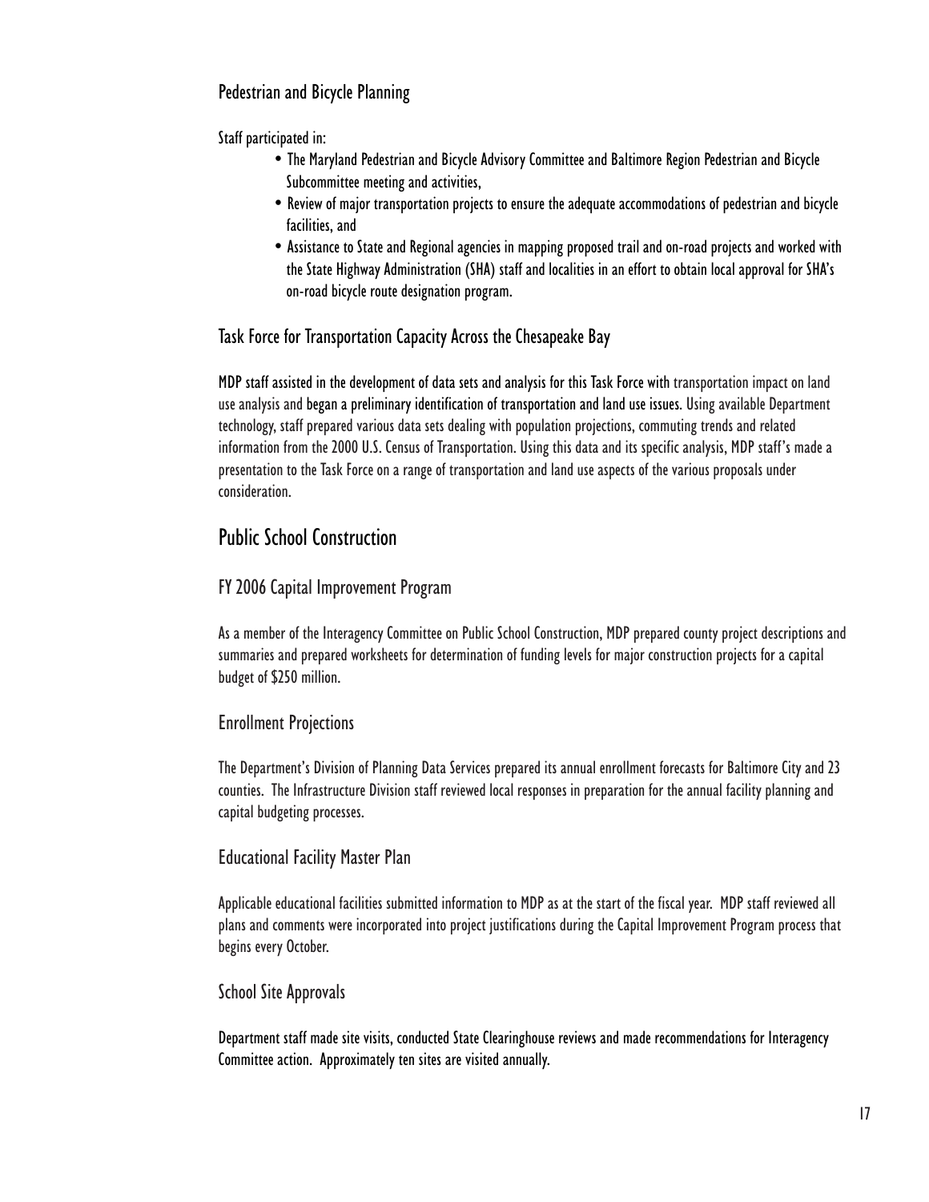### Pedestrian and Bicycle Planning

Staff participated in:

- The Maryland Pedestrian and Bicycle Advisory Committee and Baltimore Region Pedestrian and Bicycle Subcommittee meeting and activities,
- Review of major transportation projects to ensure the adequate accommodations of pedestrian and bicycle facilities, and
- Assistance to State and Regional agencies in mapping proposed trail and on-road projects and worked with the State Highway Administration (SHA) staff and localities in an effort to obtain local approval for SHA's on-road bicycle route designation program.

### Task Force for Transportation Capacity Across the Chesapeake Bay

MDP staff assisted in the development of data sets and analysis for this Task Force with transportation impact on land use analysis and began a preliminary identification of transportation and land use issues. Using available Department technology, staff prepared various data sets dealing with population projections, commuting trends and related information from the 2000 U.S. Census of Transportation. Using this data and its specific analysis, MDP staff's made a presentation to the Task Force on a range of transportation and land use aspects of the various proposals under consideration.

## Public School Construction

### FY 2006 Capital Improvement Program

As a member of the Interagency Committee on Public School Construction, MDP prepared county project descriptions and summaries and prepared worksheets for determination of funding levels for major construction projects for a capital budget of $250 million.

### Enrollment Projections

The Department's Division of Planning Data Services prepared its annual enrollment forecasts for Baltimore City and 23 counties. The Infrastructure Division staff reviewed local responses in preparation for the annual facility planning and capital budgeting processes.

### Educational Facility Master Plan

Applicable educational facilities submitted information to MDP as at the start of the fiscal year. MDP staff reviewed all plans and comments were incorporated into project justifications during the Capital Improvement Program process that begins every October.

### School Site Approvals

Department staff made site visits, conducted State Clearinghouse reviews and made recommendations for Interagency Committee action. Approximately ten sites are visited annually.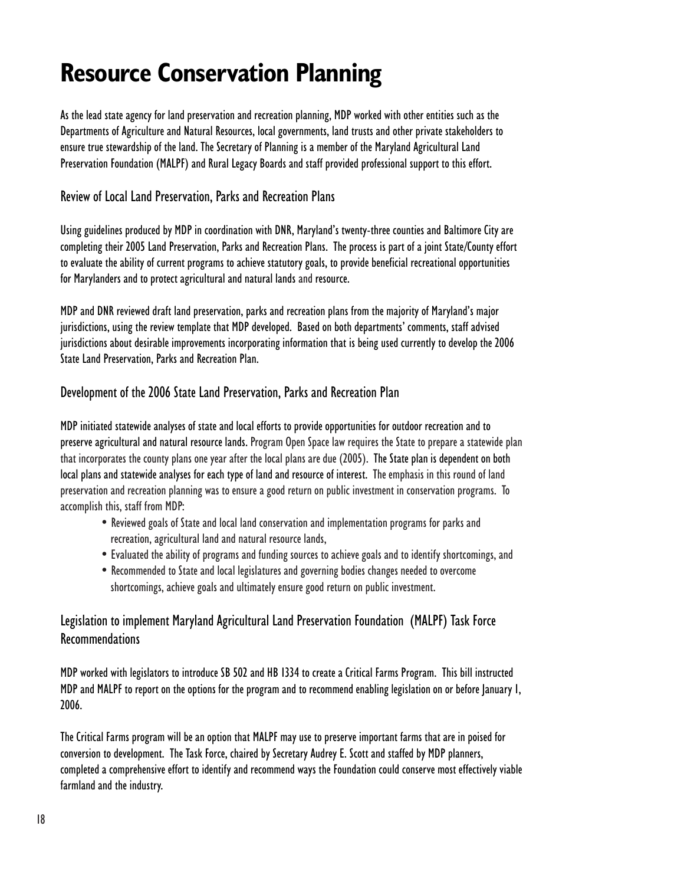# Resource Conservation Planning

As the lead state agency for land preservation and recreation planning, MDP worked with other entities such as the Departments of Agriculture and Natural Resources, local governments, land trusts and other private stakeholders to ensure true stewardship of the land. The Secretary of Planning is a member of the Maryland Agricultural Land Preservation Foundation (MALPF) and Rural Legacy Boards and staff provided professional support to this effort.

## Review of Local Land Preservation, Parks and Recreation Plans

Using guidelines produced by MDP in coordination with DNR, Maryland's twenty-three counties and Baltimore City are completing their 2005 Land Preservation, Parks and Recreation Plans. The process is part of a joint State/County effort to evaluate the ability of current programs to achieve statutory goals, to provide beneficial recreational opportunities for Marylanders and to protect agricultural and natural lands and resource.

MDP and DNR reviewed draft land preservation, parks and recreation plans from the majority of Maryland's major jurisdictions, using the review template that MDP developed. Based on both departments' comments, staff advised jurisdictions about desirable improvements incorporating information that is being used currently to develop the 2006 State Land Preservation, Parks and Recreation Plan.

## Development of the 2006 State Land Preservation, Parks and Recreation Plan

MDP initiated statewide analyses of state and local efforts to provide opportunities for outdoor recreation and to preserve agricultural and natural resource lands. Program Open Space law requires the State to prepare a statewide plan that incorporates the county plans one year after the local plans are due (2005). The State plan is dependent on both local plans and statewide analyses for each type of land and resource of interest. The emphasis in this round of land preservation and recreation planning was to ensure a good return on public investment in conservation programs. To accomplish this, staff from MDP:

- Reviewed goals of State and local land conservation and implementation programs for parks and recreation, agricultural land and natural resource lands,
- Evaluated the ability of programs and funding sources to achieve goals and to identify shortcomings, and
- Recommended to State and local legislatures and governing bodies changes needed to overcome shortcomings, achieve goals and ultimately ensure good return on public investment.

## Legislation to implement Maryland Agricultural Land Preservation Foundation (MALPF) Task Force Recommendations

MDP worked with legislators to introduce SB 502 and HB 1334 to create a Critical Farms Program. This bill instructed MDP and MALPF to report on the options for the program and to recommend enabling legislation on or before January 1, 2006.

The Critical Farms program will be an option that MALPF may use to preserve important farms that are in poised for conversion to development. The Task Force, chaired by Secretary Audrey E. Scott and staffed by MDP planners, completed a comprehensive effort to identify and recommend ways the Foundation could conserve most effectively viable farmland and the industry.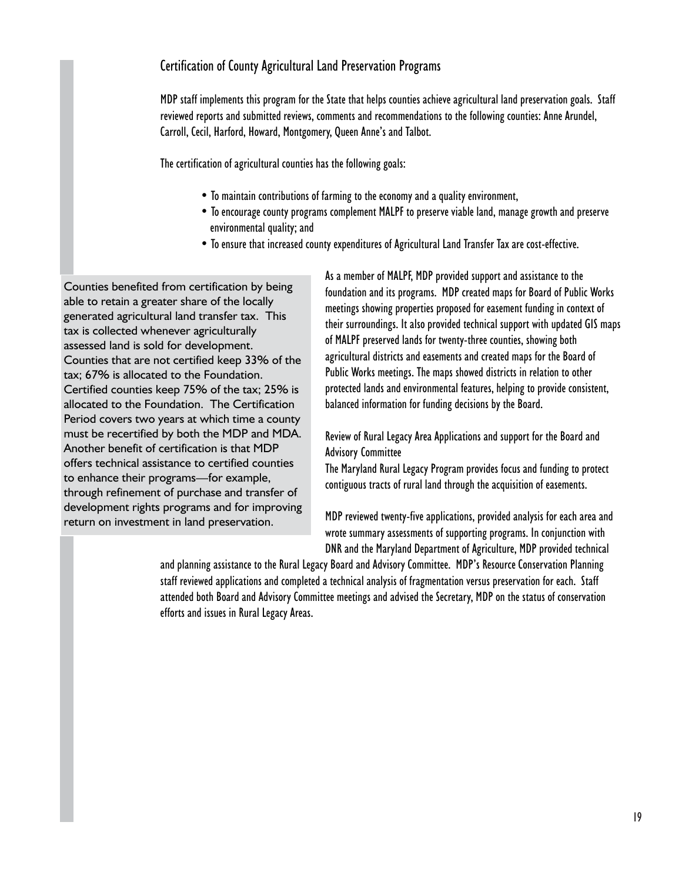## Certification of County Agricultural Land Preservation Programs

MDP staff implements this program for the State that helps counties achieve agricultural land preservation goals. Staff reviewed reports and submitted reviews, comments and recommendations to the following counties: Anne Arundel, Carroll, Cecil, Harford, Howard, Montgomery, Queen Anne's and Talbot.

The certification of agricultural counties has the following goals:

- To maintain contributions of farming to the economy and a quality environment,
- To encourage county programs complement MALPF to preserve viable land, manage growth and preserve environmental quality; and
- To ensure that increased county expenditures of Agricultural Land Transfer Tax are cost-effective.

Counties benefited from certification by being able to retain a greater share of the locally generated agricultural land transfer tax. This tax is collected whenever agriculturally assessed land is sold for development. Counties that are not certified keep 33% of the tax; 67% is allocated to the Foundation. Certified counties keep 75% of the tax; 25% is allocated to the Foundation. The Certification Period covers two years at which time a county must be recertified by both the MDP and MDA. Another benefit of certification is that MDP offers technical assistance to certified counties to enhance their programs—for example, through refinement of purchase and transfer of development rights programs and for improving return on investment in land preservation.

As a member of MALPF, MDP provided support and assistance to the foundation and its programs. MDP created maps for Board of Public Works meetings showing properties proposed for easement funding in context of their surroundings. It also provided technical support with updated GIS maps of MALPF preserved lands for twenty-three counties, showing both agricultural districts and easements and created maps for the Board of Public Works meetings. The maps showed districts in relation to other protected lands and environmental features, helping to provide consistent, balanced information for funding decisions by the Board.

Review of Rural Legacy Area Applications and support for the Board and Advisory Committee

The Maryland Rural Legacy Program provides focus and funding to protect contiguous tracts of rural land through the acquisition of easements.

MDP reviewed twenty-five applications, provided analysis for each area and wrote summary assessments of supporting programs. In conjunction with DNR and the Maryland Department of Agriculture, MDP provided technical and planning assistance to the Rural Legacy Board and Advisory Committee. MDP's Resource Conservation Planning staff reviewed applications and completed a technical analysis of fragmentation versus preservation for each. Staff attended both Board and Advisory Committee meetings and advised the Secretary, MDP on the status of conservation efforts and issues in Rural Legacy Areas.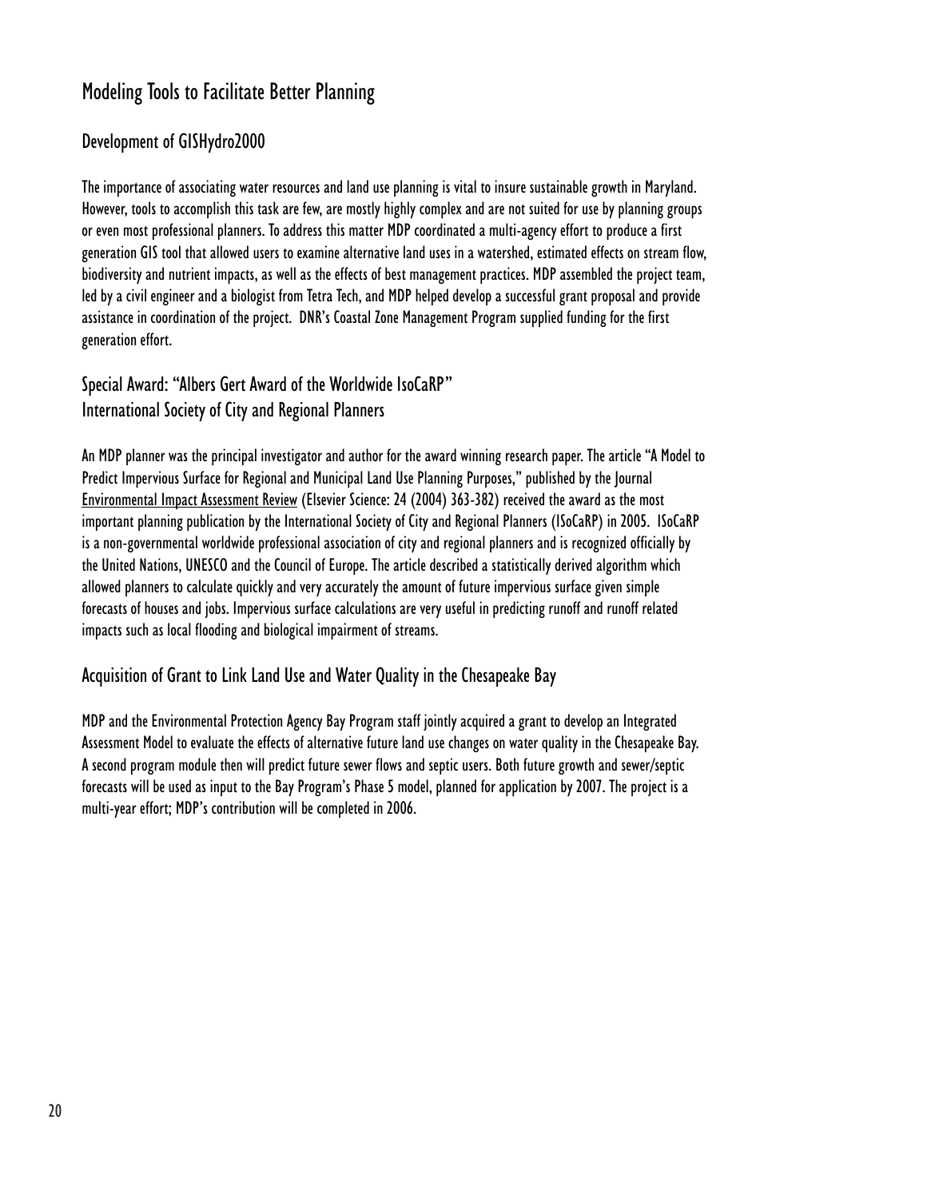# Modeling Tools to Facilitate Better Planning

## Development of GISHydro2000

The importance of associating water resources and land use planning is vital to insure sustainable growth in Maryland. However, tools to accomplish this task are few, are mostly highly complex and are not suited for use by planning groups or even most professional planners. To address this matter MDP coordinated a multi-agency effort to produce a first generation GIS tool that allowed users to examine alternative land uses in a watershed, estimated effects on stream flow, biodiversity and nutrient impacts, as well as the effects of best management practices. MDP assembled the project team, led by a civil engineer and a biologist from Tetra Tech, and MDP helped develop a successful grant proposal and provide assistance in coordination of the project. DNR's Coastal Zone Management Program supplied funding for the first generation effort.

## Special Award: "Albers Gert Award of the Worldwide IsoCaRP" International Society of City and Regional Planners

An MDP planner was the principal investigator and author for the award winning research paper. The article "A Model to Predict Impervious Surface for Regional and Municipal Land Use Planning Purposes," published by the Journal Environmental Impact Assessment Review (Elsevier Science: 24 (2004) 363-382) received the award as the most important planning publication by the International Society of City and Regional Planners (ISoCaRP) in 2005. ISoCaRP is a non-governmental worldwide professional association of city and regional planners and is recognized officially by the United Nations, UNESCO and the Council of Europe. The article described a statistically derived algorithm which allowed planners to calculate quickly and very accurately the amount of future impervious surface given simple forecasts of houses and jobs. Impervious surface calculations are very useful in predicting runoff and runoff related impacts such as local flooding and biological impairment of streams.

## Acquisition of Grant to Link Land Use and Water Quality in the Chesapeake Bay

MDP and the Environmental Protection Agency Bay Program staff jointly acquired a grant to develop an Integrated Assessment Model to evaluate the effects of alternative future land use changes on water quality in the Chesapeake Bay. A second program module then will predict future sewer flows and septic users. Both future growth and sewer/septic forecasts will be used as input to the Bay Program's Phase 5 model, planned for application by 2007. The project is a multi-year effort; MDP's contribution will be completed in 2006.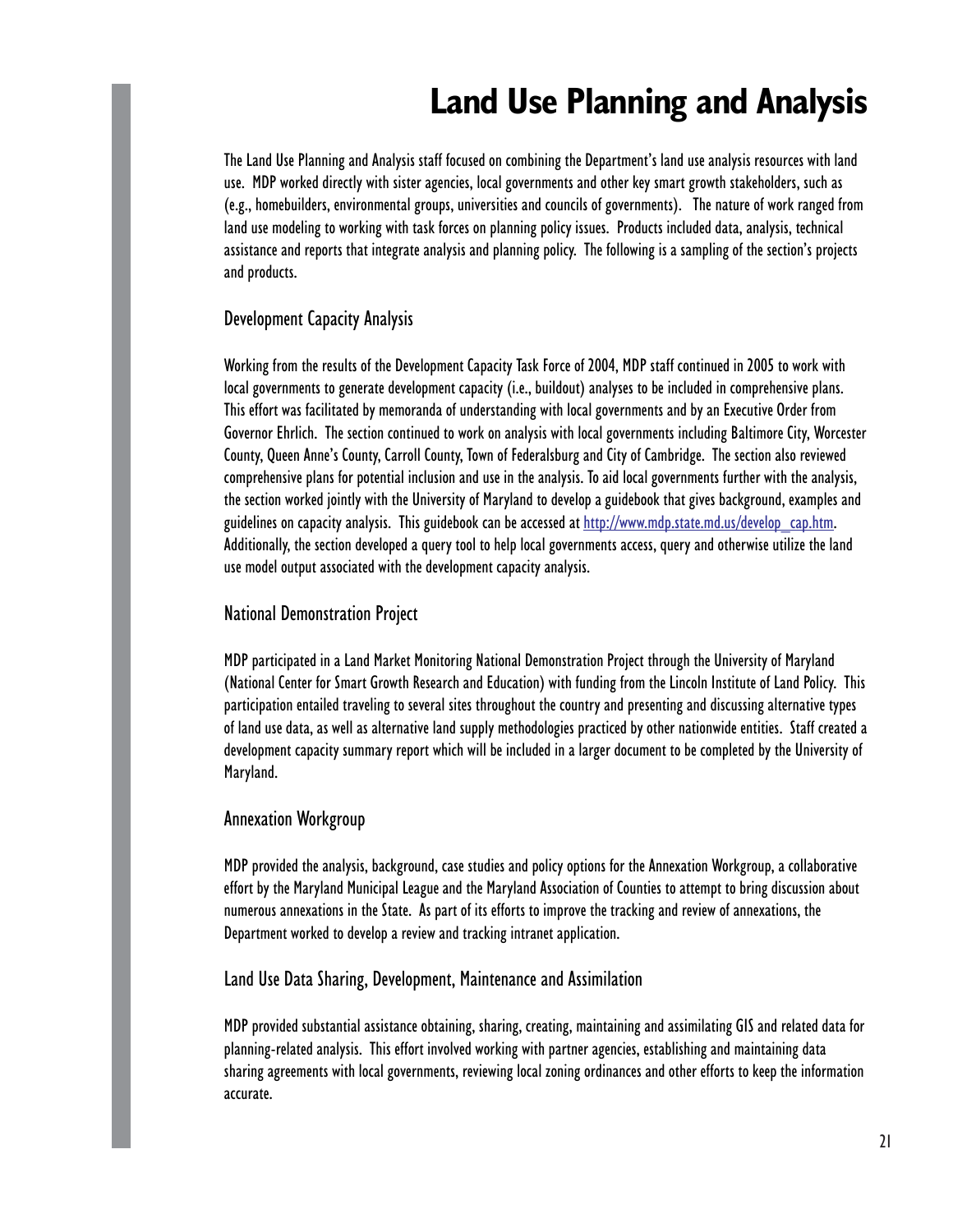# Land Use Planning and Analysis

The Land Use Planning and Analysis staff focused on combining the Department's land use analysis resources with land use. MDP worked directly with sister agencies, local governments and other key smart growth stakeholders, such as (e.g., homebuilders, environmental groups, universities and councils of governments). The nature of work ranged from land use modeling to working with task forces on planning policy issues. Products included data, analysis, technical assistance and reports that integrate analysis and planning policy. The following is a sampling of the section's projects and products.

## Development Capacity Analysis

Working from the results of the Development Capacity Task Force of 2004, MDP staff continued in 2005 to work with local governments to generate development capacity (i.e., buildout) analyses to be included in comprehensive plans. This effort was facilitated by memoranda of understanding with local governments and by an Executive Order from Governor Ehrlich. The section continued to work on analysis with local governments including Baltimore City, Worcester County, Queen Anne's County, Carroll County, Town of Federalsburg and City of Cambridge. The section also reviewed comprehensive plans for potential inclusion and use in the analysis. To aid local governments further with the analysis, the section worked jointly with the University of Maryland to develop a guidebook that gives background, examples and guidelines on capacity analysis. This guidebook can be accessed at http://www.mdp.state.md.us/develop_cap.htm. Additionally, the section developed a query tool to help local governments access, query and otherwise utilize the land use model output associated with the development capacity analysis.

## National Demonstration Project

MDP participated in a Land Market Monitoring National Demonstration Project through the University of Maryland (National Center for Smart Growth Research and Education) with funding from the Lincoln Institute of Land Policy. This participation entailed traveling to several sites throughout the country and presenting and discussing alternative types of land use data, as well as alternative land supply methodologies practiced by other nationwide entities. Staff created a development capacity summary report which will be included in a larger document to be completed by the University of Maryland.

## Annexation Workgroup

MDP provided the analysis, background, case studies and policy options for the Annexation Workgroup, a collaborative effort by the Maryland Municipal League and the Maryland Association of Counties to attempt to bring discussion about numerous annexations in the State. As part of its efforts to improve the tracking and review of annexations, the Department worked to develop a review and tracking intranet application.

## Land Use Data Sharing, Development, Maintenance and Assimilation

MDP provided substantial assistance obtaining, sharing, creating, maintaining and assimilating GIS and related data for planning-related analysis. This effort involved working with partner agencies, establishing and maintaining data sharing agreements with local governments, reviewing local zoning ordinances and other efforts to keep the information accurate.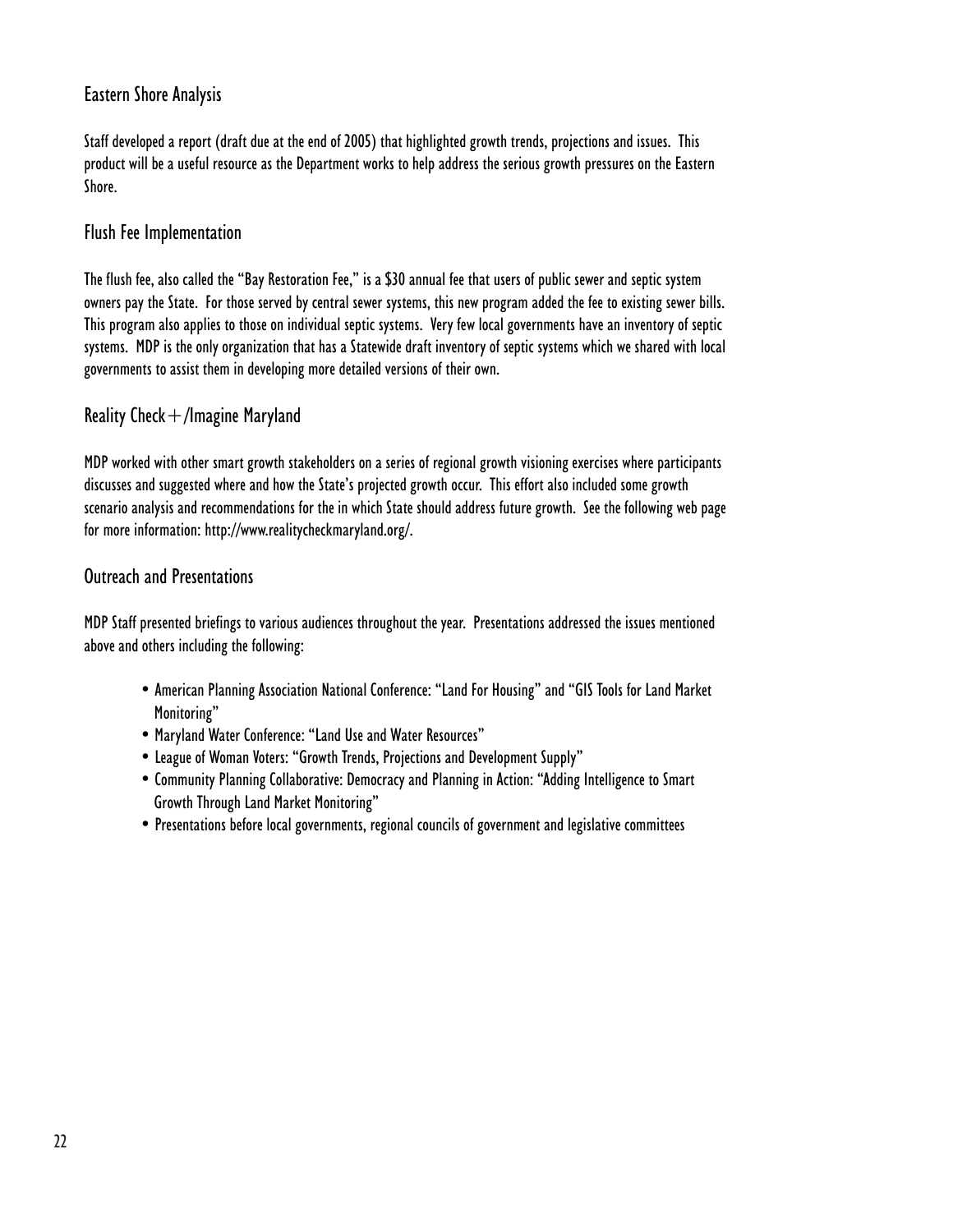## Eastern Shore Analysis

Staff developed a report (draft due at the end of 2005) that highlighted growth trends, projections and issues. This product will be a useful resource as the Department works to help address the serious growth pressures on the Eastern Shore.

## Flush Fee Implementation

The flush fee, also called the "Bay Restoration Fee," is a $30 annual fee that users of public sewer and septic system owners pay the State. For those served by central sewer systems, this new program added the fee to existing sewer bills. This program also applies to those on individual septic systems. Very few local governments have an inventory of septic systems. MDP is the only organization that has a Statewide draft inventory of septic systems which we shared with local governments to assist them in developing more detailed versions of their own.

## Reality Check+/Imagine Maryland

MDP worked with other smart growth stakeholders on a series of regional growth visioning exercises where participants discusses and suggested where and how the State's projected growth occur. This effort also included some growth scenario analysis and recommendations for the in which State should address future growth. See the following web page for more information: http://www.realitycheckmaryland.org/.

## Outreach and Presentations

MDP Staff presented briefings to various audiences throughout the year. Presentations addressed the issues mentioned above and others including the following:

- American Planning Association National Conference: "Land For Housing" and "GIS Tools for Land Market Monitoring"
- Maryland Water Conference: "Land Use and Water Resources"
- League of Woman Voters: "Growth Trends, Projections and Development Supply"
- Community Planning Collaborative: Democracy and Planning in Action: "Adding Intelligence to Smart Growth Through Land Market Monitoring"
- Presentations before local governments, regional councils of government and legislative committees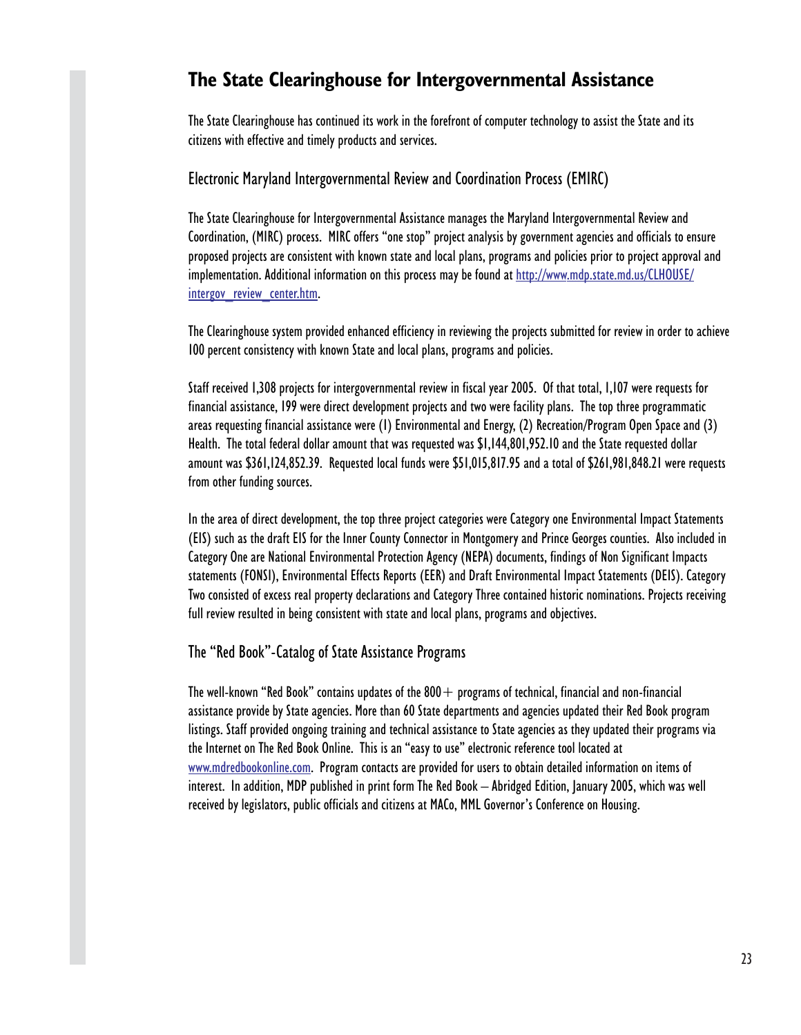## The State Clearinghouse for Intergovernmental Assistance

The State Clearinghouse has continued its work in the forefront of computer technology to assist the State and its citizens with effective and timely products and services.

### Electronic Maryland Intergovernmental Review and Coordination Process (EMIRC)

The State Clearinghouse for Intergovernmental Assistance manages the Maryland Intergovernmental Review and Coordination, (MIRC) process. MIRC offers "one stop" project analysis by government agencies and officials to ensure proposed projects are consistent with known state and local plans, programs and policies prior to project approval and implementation. Additional information on this process may be found at [http://www.mdp.state.md.us/CLHOUSE/intergov_review_center.htm](http://www.mdp.state.md.us/CLHOUSE/intergov_review_center.htm).

The Clearinghouse system provided enhanced efficiency in reviewing the projects submitted for review in order to achieve 100 percent consistency with known State and local plans, programs and policies.

Staff received 1,308 projects for intergovernmental review in fiscal year 2005. Of that total, 1,107 were requests for financial assistance, 199 were direct development projects and two were facility plans. The top three programmatic areas requesting financial assistance were (1) Environmental and Energy, (2) Recreation/Program Open Space and (3) Health. The total federal dollar amount that was requested was $1,144,801,952.10 and the State requested dollar amount was $361,124,852.39. Requested local funds were $51,015,817.95 and a total of $261,981,848.21 were requests from other funding sources.

In the area of direct development, the top three project categories were Category one Environmental Impact Statements (EIS) such as the draft EIS for the Inner County Connector in Montgomery and Prince Georges counties. Also included in Category One are National Environmental Protection Agency (NEPA) documents, findings of Non Significant Impacts statements (FONSI), Environmental Effects Reports (EER) and Draft Environmental Impact Statements (DEIS). Category Two consisted of excess real property declarations and Category Three contained historic nominations. Projects receiving full review resulted in being consistent with state and local plans, programs and objectives.

### The "Red Book"-Catalog of State Assistance Programs

The well-known "Red Book" contains updates of the 800+ programs of technical, financial and non-financial assistance provide by State agencies. More than 60 State departments and agencies updated their Red Book program listings. Staff provided ongoing training and technical assistance to State agencies as they updated their programs via the Internet on The Red Book Online. This is an "easy to use" electronic reference tool located at [www.mdredbookonline.com](http://www.mdredbookonline.com). Program contacts are provided for users to obtain detailed information on items of interest. In addition, MDP published in print form The Red Book – Abridged Edition, January 2005, which was well received by legislators, public officials and citizens at MACo, MML Governor's Conference on Housing.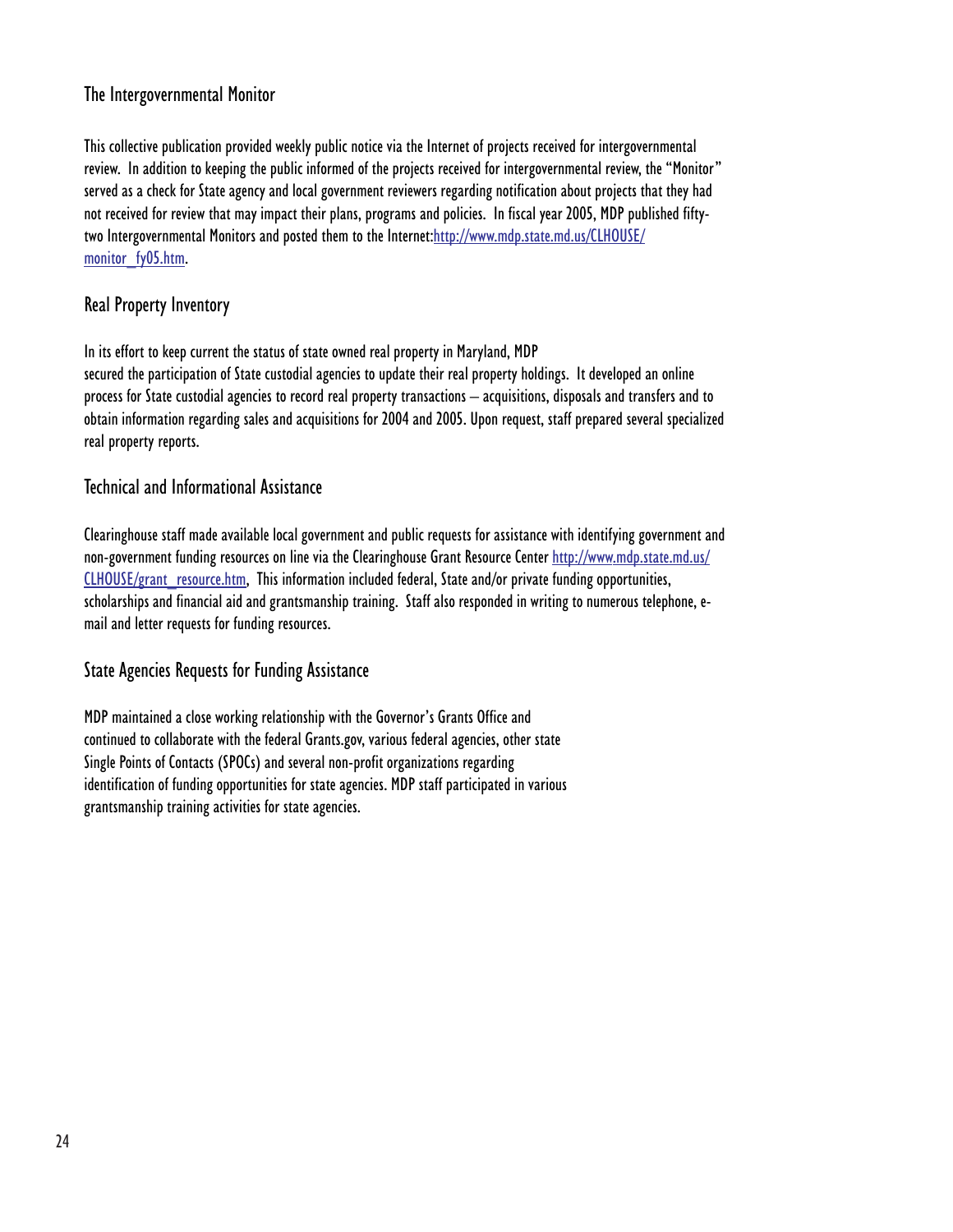## The Intergovernmental Monitor

This collective publication provided weekly public notice via the Internet of projects received for intergovernmental review. In addition to keeping the public informed of the projects received for intergovernmental review, the "Monitor" served as a check for State agency and local government reviewers regarding notification about projects that they had not received for review that may impact their plans, programs and policies. In fiscal year 2005, MDP published fifty-two Intergovernmental Monitors and posted them to the Internet:http://www.mdp.state.md.us/CLHOUSE/monitor_fy05.htm.

## Real Property Inventory

In its effort to keep current the status of state owned real property in Maryland, MDP secured the participation of State custodial agencies to update their real property holdings. It developed an online process for State custodial agencies to record real property transactions – acquisitions, disposals and transfers and to obtain information regarding sales and acquisitions for 2004 and 2005. Upon request, staff prepared several specialized real property reports.

## Technical and Informational Assistance

Clearinghouse staff made available local government and public requests for assistance with identifying government and non-government funding resources on line via the Clearinghouse Grant Resource Center http://www.mdp.state.md.us/CLHOUSE/grant_resource.htm, This information included federal, State and/or private funding opportunities, scholarships and financial aid and grantsmanship training. Staff also responded in writing to numerous telephone, e-mail and letter requests for funding resources.

## State Agencies Requests for Funding Assistance

MDP maintained a close working relationship with the Governor's Grants Office and continued to collaborate with the federal Grants.gov, various federal agencies, other state Single Points of Contacts (SPOCs) and several non-profit organizations regarding identification of funding opportunities for state agencies. MDP staff participated in various grantsmanship training activities for state agencies.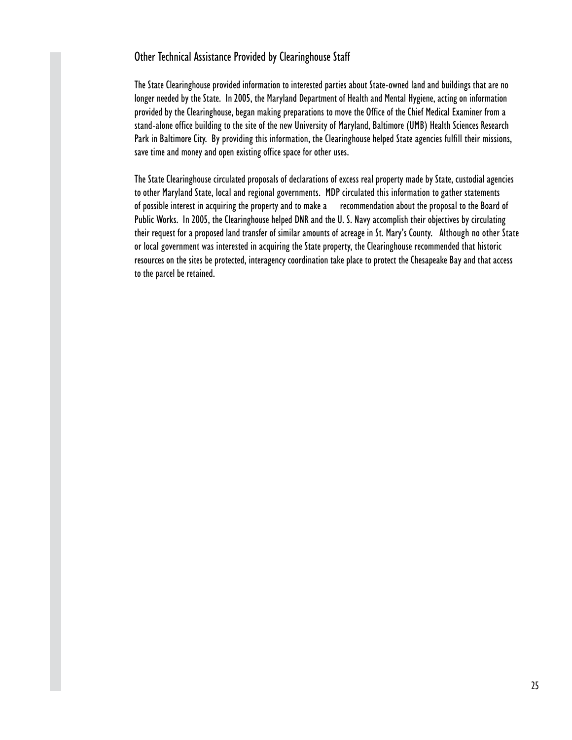## Other Technical Assistance Provided by Clearinghouse Staff

The State Clearinghouse provided information to interested parties about State-owned land and buildings that are no longer needed by the State. In 2005, the Maryland Department of Health and Mental Hygiene, acting on information provided by the Clearinghouse, began making preparations to move the Office of the Chief Medical Examiner from a stand-alone office building to the site of the new University of Maryland, Baltimore (UMB) Health Sciences Research Park in Baltimore City. By providing this information, the Clearinghouse helped State agencies fulfill their missions, save time and money and open existing office space for other uses.

The State Clearinghouse circulated proposals of declarations of excess real property made by State, custodial agencies to other Maryland State, local and regional governments. MDP circulated this information to gather statements of possible interest in acquiring the property and to make a recommendation about the proposal to the Board of Public Works. In 2005, the Clearinghouse helped DNR and the U. S. Navy accomplish their objectives by circulating their request for a proposed land transfer of similar amounts of acreage in St. Mary's County. Although no other State or local government was interested in acquiring the State property, the Clearinghouse recommended that historic resources on the sites be protected, interagency coordination take place to protect the Chesapeake Bay and that access to the parcel be retained.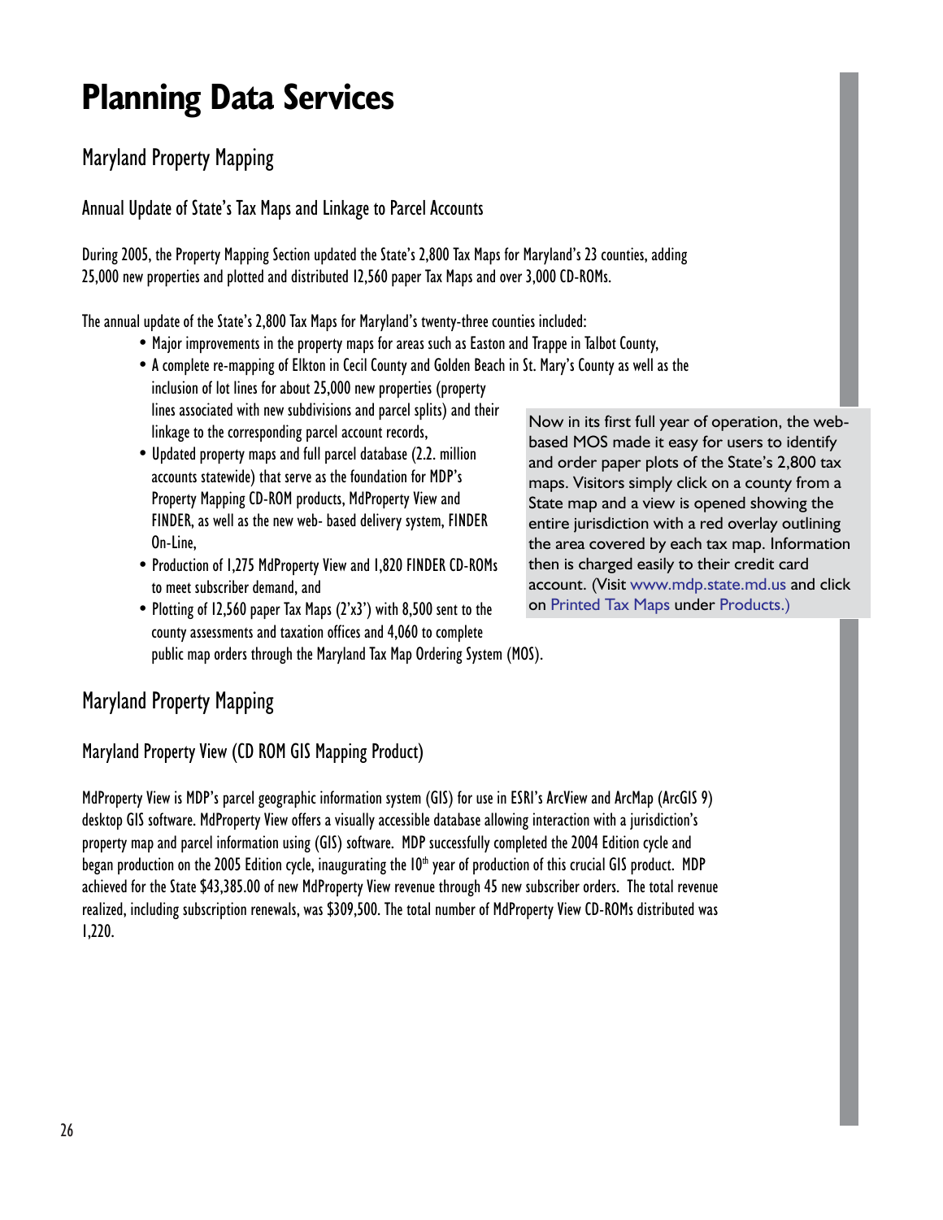# Planning Data Services

## Maryland Property Mapping

### Annual Update of State's Tax Maps and Linkage to Parcel Accounts

During 2005, the Property Mapping Section updated the State's 2,800 Tax Maps for Maryland's 23 counties, adding 25,000 new properties and plotted and distributed 12,560 paper Tax Maps and over 3,000 CD-ROMs.

The annual update of the State's 2,800 Tax Maps for Maryland's twenty-three counties included:

- Major improvements in the property maps for areas such as Easton and Trappe in Talbot County,
- A complete re-mapping of Elkton in Cecil County and Golden Beach in St. Mary's County as well as the inclusion of lot lines for about 25,000 new properties (property lines associated with new subdivisions and parcel splits) and their linkage to the corresponding parcel account records,
- Updated property maps and full parcel database (2.2. million accounts statewide) that serve as the foundation for MDP's Property Mapping CD-ROM products, MdProperty View and FINDER, as well as the new web- based delivery system, FINDER On-Line,
- Production of 1,275 MdProperty View and 1,820 FINDER CD-ROMs to meet subscriber demand, and
- Plotting of 12,560 paper Tax Maps (2'x3') with 8,500 sent to the county assessments and taxation offices and 4,060 to complete public map orders through the Maryland Tax Map Ordering System (MOS).

Now in its first full year of operation, the web-based MOS made it easy for users to identify and order paper plots of the State's 2,800 tax maps. Visitors simply click on a county from a State map and a view is opened showing the entire jurisdiction with a red overlay outlining the area covered by each tax map. Information then is charged easily to their credit card account. (Visit www.mdp.state.md.us and click on Printed Tax Maps under Products.)

## Maryland Property Mapping

### Maryland Property View (CD ROM GIS Mapping Product)

MdProperty View is MDP's parcel geographic information system (GIS) for use in ESRI's ArcView and ArcMap (ArcGIS 9) desktop GIS software. MdProperty View offers a visually accessible database allowing interaction with a jurisdiction's property map and parcel information using (GIS) software. MDP successfully completed the 2004 Edition cycle and began production on the 2005 Edition cycle, inaugurating the 10th year of production of this crucial GIS product. MDP achieved for the State $43,385.00 of new MdProperty View revenue through 45 new subscriber orders. The total revenue realized, including subscription renewals, was $309,500. The total number of MdProperty View CD-ROMs distributed was 1,220.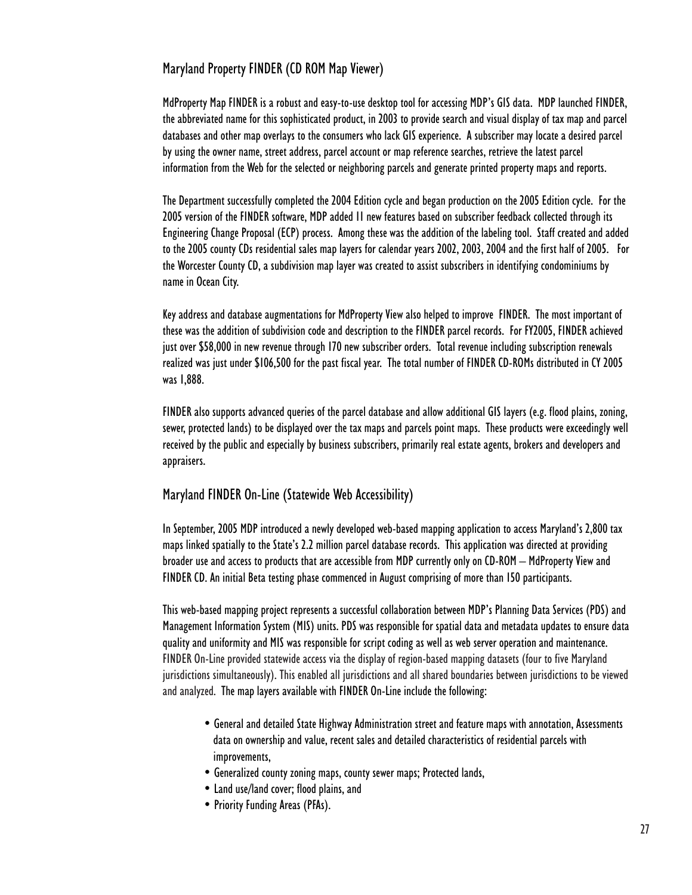## Maryland Property FINDER (CD ROM Map Viewer)

MdProperty Map FINDER is a robust and easy-to-use desktop tool for accessing MDP's GIS data. MDP launched FINDER, the abbreviated name for this sophisticated product, in 2003 to provide search and visual display of tax map and parcel databases and other map overlays to the consumers who lack GIS experience. A subscriber may locate a desired parcel by using the owner name, street address, parcel account or map reference searches, retrieve the latest parcel information from the Web for the selected or neighboring parcels and generate printed property maps and reports.

The Department successfully completed the 2004 Edition cycle and began production on the 2005 Edition cycle. For the 2005 version of the FINDER software, MDP added 11 new features based on subscriber feedback collected through its Engineering Change Proposal (ECP) process. Among these was the addition of the labeling tool. Staff created and added to the 2005 county CDs residential sales map layers for calendar years 2002, 2003, 2004 and the first half of 2005. For the Worcester County CD, a subdivision map layer was created to assist subscribers in identifying condominiums by name in Ocean City.

Key address and database augmentations for MdProperty View also helped to improve FINDER. The most important of these was the addition of subdivision code and description to the FINDER parcel records. For FY2005, FINDER achieved just over $58,000 in new revenue through 170 new subscriber orders. Total revenue including subscription renewals realized was just under $106,500 for the past fiscal year. The total number of FINDER CD-ROMs distributed in CY 2005 was 1,888.

FINDER also supports advanced queries of the parcel database and allow additional GIS layers (e.g. flood plains, zoning, sewer, protected lands) to be displayed over the tax maps and parcels point maps. These products were exceedingly well received by the public and especially by business subscribers, primarily real estate agents, brokers and developers and appraisers.

## Maryland FINDER On-Line (Statewide Web Accessibility)

In September, 2005 MDP introduced a newly developed web-based mapping application to access Maryland's 2,800 tax maps linked spatially to the State's 2.2 million parcel database records. This application was directed at providing broader use and access to products that are accessible from MDP currently only on CD-ROM – MdProperty View and FINDER CD. An initial Beta testing phase commenced in August comprising of more than 150 participants.

This web-based mapping project represents a successful collaboration between MDP's Planning Data Services (PDS) and Management Information System (MIS) units. PDS was responsible for spatial data and metadata updates to ensure data quality and uniformity and MIS was responsible for script coding as well as web server operation and maintenance. FINDER On-Line provided statewide access via the display of region-based mapping datasets (four to five Maryland jurisdictions simultaneously). This enabled all jurisdictions and all shared boundaries between jurisdictions to be viewed and analyzed. The map layers available with FINDER On-Line include the following:

- General and detailed State Highway Administration street and feature maps with annotation, Assessments data on ownership and value, recent sales and detailed characteristics of residential parcels with improvements,
- Generalized county zoning maps, county sewer maps; Protected lands,
- Land use/land cover; flood plains, and
- Priority Funding Areas (PFAs).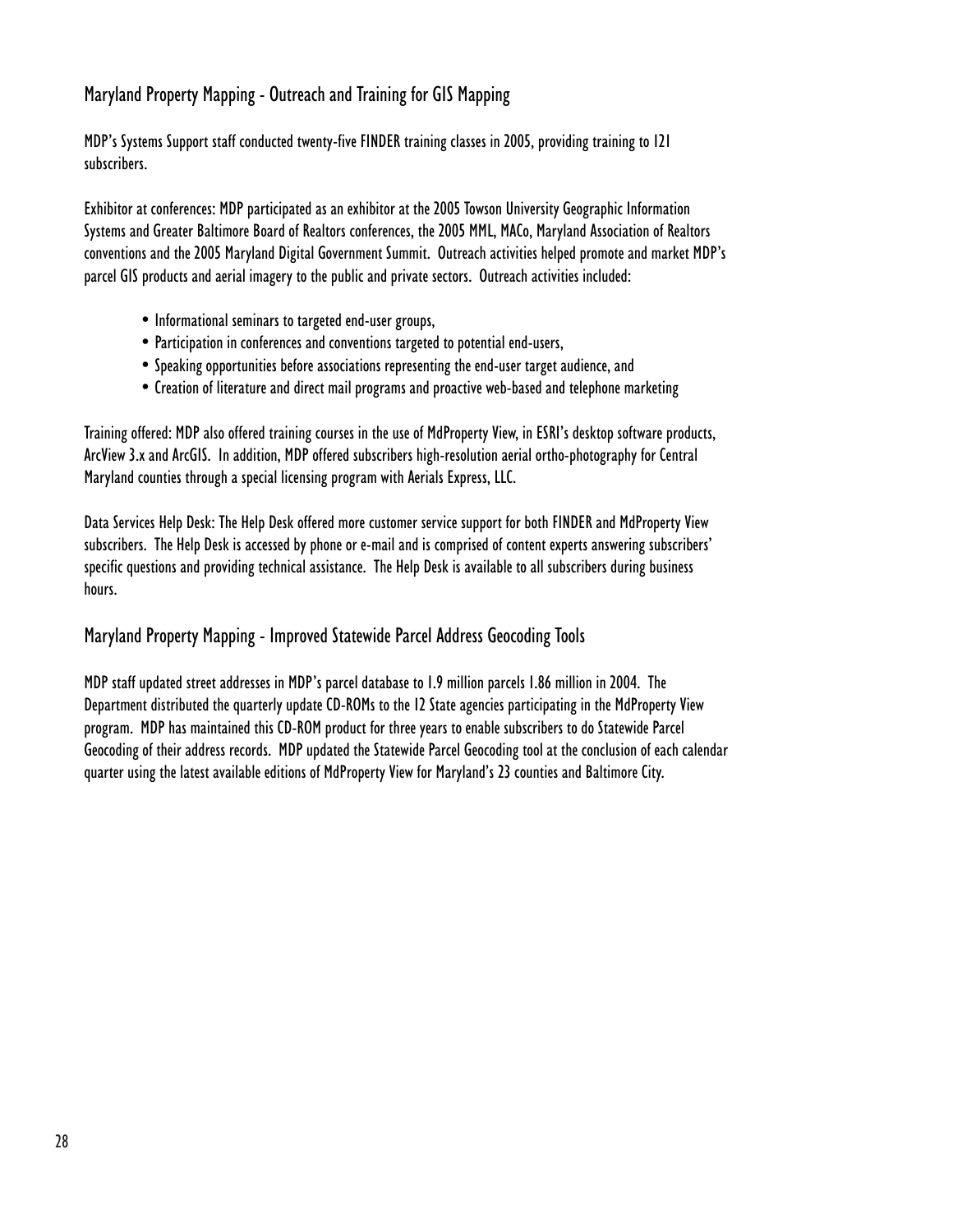## Maryland Property Mapping - Outreach and Training for GIS Mapping

MDP's Systems Support staff conducted twenty-five FINDER training classes in 2005, providing training to 121 subscribers.

Exhibitor at conferences: MDP participated as an exhibitor at the 2005 Towson University Geographic Information Systems and Greater Baltimore Board of Realtors conferences, the 2005 MML, MACo, Maryland Association of Realtors conventions and the 2005 Maryland Digital Government Summit. Outreach activities helped promote and market MDP's parcel GIS products and aerial imagery to the public and private sectors. Outreach activities included:

- Informational seminars to targeted end-user groups,
- Participation in conferences and conventions targeted to potential end-users,
- Speaking opportunities before associations representing the end-user target audience, and
- Creation of literature and direct mail programs and proactive web-based and telephone marketing

Training offered: MDP also offered training courses in the use of MdProperty View, in ESRI's desktop software products, ArcView 3.x and ArcGIS. In addition, MDP offered subscribers high-resolution aerial ortho-photography for Central Maryland counties through a special licensing program with Aerials Express, LLC.

Data Services Help Desk: The Help Desk offered more customer service support for both FINDER and MdProperty View subscribers. The Help Desk is accessed by phone or e-mail and is comprised of content experts answering subscribers' specific questions and providing technical assistance. The Help Desk is available to all subscribers during business hours.

## Maryland Property Mapping - Improved Statewide Parcel Address Geocoding Tools

MDP staff updated street addresses in MDP's parcel database to 1.9 million parcels 1.86 million in 2004. The Department distributed the quarterly update CD-ROMs to the 12 State agencies participating in the MdProperty View program. MDP has maintained this CD-ROM product for three years to enable subscribers to do Statewide Parcel Geocoding of their address records. MDP updated the Statewide Parcel Geocoding tool at the conclusion of each calendar quarter using the latest available editions of MdProperty View for Maryland's 23 counties and Baltimore City.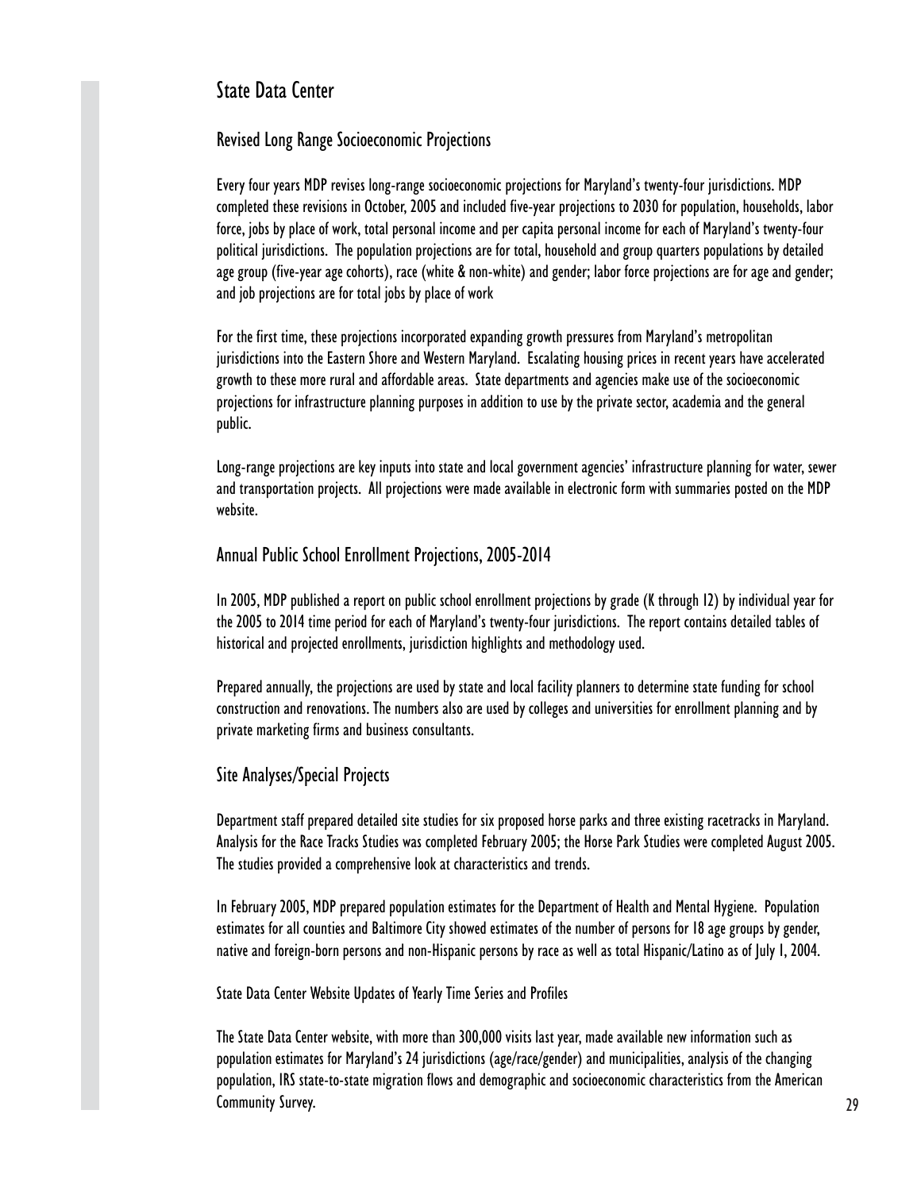# State Data Center

## Revised Long Range Socioeconomic Projections

Every four years MDP revises long-range socioeconomic projections for Maryland's twenty-four jurisdictions. MDP completed these revisions in October, 2005 and included five-year projections to 2030 for population, households, labor force, jobs by place of work, total personal income and per capita personal income for each of Maryland's twenty-four political jurisdictions. The population projections are for total, household and group quarters populations by detailed age group (five-year age cohorts), race (white & non-white) and gender; labor force projections are for age and gender; and job projections are for total jobs by place of work

For the first time, these projections incorporated expanding growth pressures from Maryland's metropolitan jurisdictions into the Eastern Shore and Western Maryland. Escalating housing prices in recent years have accelerated growth to these more rural and affordable areas. State departments and agencies make use of the socioeconomic projections for infrastructure planning purposes in addition to use by the private sector, academia and the general public.

Long-range projections are key inputs into state and local government agencies' infrastructure planning for water, sewer and transportation projects. All projections were made available in electronic form with summaries posted on the MDP website.

## Annual Public School Enrollment Projections, 2005-2014

In 2005, MDP published a report on public school enrollment projections by grade (K through 12) by individual year for the 2005 to 2014 time period for each of Maryland's twenty-four jurisdictions. The report contains detailed tables of historical and projected enrollments, jurisdiction highlights and methodology used.

Prepared annually, the projections are used by state and local facility planners to determine state funding for school construction and renovations. The numbers also are used by colleges and universities for enrollment planning and by private marketing firms and business consultants.

## Site Analyses/Special Projects

Department staff prepared detailed site studies for six proposed horse parks and three existing racetracks in Maryland. Analysis for the Race Tracks Studies was completed February 2005; the Horse Park Studies were completed August 2005. The studies provided a comprehensive look at characteristics and trends.

In February 2005, MDP prepared population estimates for the Department of Health and Mental Hygiene. Population estimates for all counties and Baltimore City showed estimates of the number of persons for 18 age groups by gender, native and foreign-born persons and non-Hispanic persons by race as well as total Hispanic/Latino as of July 1, 2004.

### State Data Center Website Updates of Yearly Time Series and Profiles

The State Data Center website, with more than 300,000 visits last year, made available new information such as population estimates for Maryland's 24 jurisdictions (age/race/gender) and municipalities, analysis of the changing population, IRS state-to-state migration flows and demographic and socioeconomic characteristics from the American Community Survey.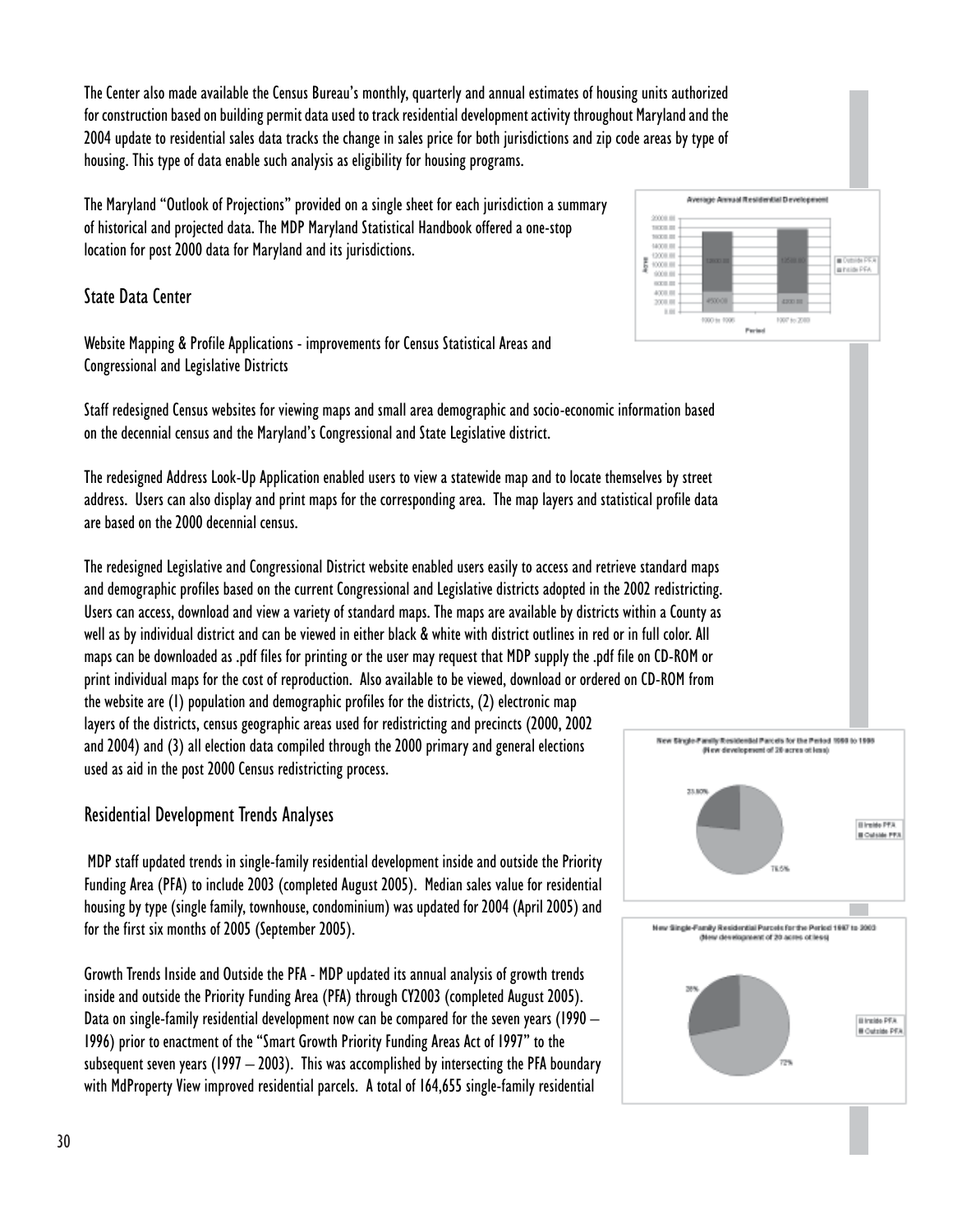The Center also made available the Census Bureau's monthly, quarterly and annual estimates of housing units authorized for construction based on building permit data used to track residential development activity throughout Maryland and the 2004 update to residential sales data tracks the change in sales price for both jurisdictions and zip code areas by type of housing. This type of data enable such analysis as eligibility for housing programs.

The Maryland "Outlook of Projections" provided on a single sheet for each jurisdiction a summary of historical and projected data. The MDP Maryland Statistical Handbook offered a one-stop location for post 2000 data for Maryland and its jurisdictions.

## State Data Center

Website Mapping & Profile Applications - improvements for Census Statistical Areas and Congressional and Legislative Districts

Staff redesigned Census websites for viewing maps and small area demographic and socio-economic information based on the decennial census and the Maryland's Congressional and State Legislative district.

The redesigned Address Look-Up Application enabled users to view a statewide map and to locate themselves by street address. Users can also display and print maps for the corresponding area. The map layers and statistical profile data are based on the 2000 decennial census.

The redesigned Legislative and Congressional District website enabled users easily to access and retrieve standard maps and demographic profiles based on the current Congressional and Legislative districts adopted in the 2002 redistricting. Users can access, download and view a variety of standard maps. The maps are available by districts within a County as well as by individual district and can be viewed in either black & white with district outlines in red or in full color. All maps can be downloaded as .pdf files for printing or the user may request that MDP supply the .pdf file on CD-ROM or print individual maps for the cost of reproduction. Also available to be viewed, download or ordered on CD-ROM from the website are (1) population and demographic profiles for the districts, (2) electronic map layers of the districts, census geographic areas used for redistricting and precincts (2000, 2002 and 2004) and (3) all election data compiled through the 2000 primary and general elections used as aid in the post 2000 Census redistricting process.

## Residential Development Trends Analyses

MDP staff updated trends in single-family residential development inside and outside the Priority Funding Area (PFA) to include 2003 (completed August 2005). Median sales value for residential housing by type (single family, townhouse, condominium) was updated for 2004 (April 2005) and for the first six months of 2005 (September 2005).

Growth Trends Inside and Outside the PFA - MDP updated its annual analysis of growth trends inside and outside the Priority Funding Area (PFA) through CY2003 (completed August 2005). Data on single-family residential development now can be compared for the seven years (1990 – 1996) prior to enactment of the "Smart Growth Priority Funding Areas Act of 1997" to the subsequent seven years (1997 – 2003). This was accomplished by intersecting the PFA boundary with MdProperty View improved residential parcels. A total of 164,655 single-family residential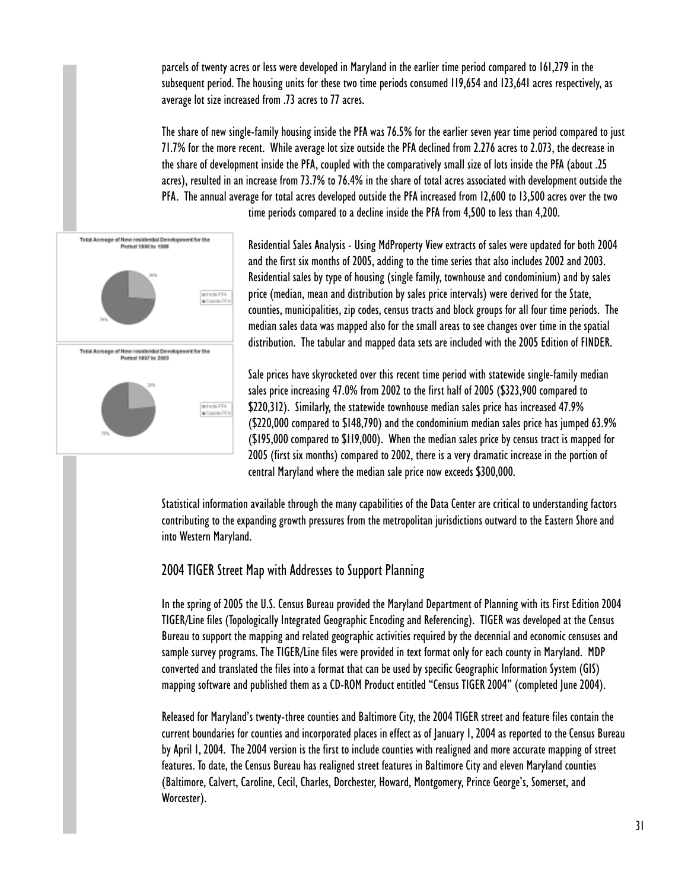parcels of twenty acres or less were developed in Maryland in the earlier time period compared to 161,279 in the subsequent period. The housing units for these two time periods consumed 119,654 and 123,641 acres respectively, as average lot size increased from .73 acres to 77 acres.

The share of new single-family housing inside the PFA was 76.5% for the earlier seven year time period compared to just 71.7% for the more recent. While average lot size outside the PFA declined from 2.276 acres to 2.073, the decrease in the share of development inside the PFA, coupled with the comparatively small size of lots inside the PFA (about .25 acres), resulted in an increase from 73.7% to 76.4% in the share of total acres associated with development outside the PFA. The annual average for total acres developed outside the PFA increased from 12,600 to 13,500 acres over the two time periods compared to a decline inside the PFA from 4,500 to less than 4,200.

Total Acreage of New residential Development for the Period 1990 to 1996

Total Acreage of New residential Development for the Period 1997 to 2003

Residential Sales Analysis - Using MdProperty View extracts of sales were updated for both 2004 and the first six months of 2005, adding to the time series that also includes 2002 and 2003. Residential sales by type of housing (single family, townhouse and condominium) and by sales price (median, mean and distribution by sales price intervals) were derived for the State, counties, municipalities, zip codes, census tracts and block groups for all four time periods. The median sales data was mapped also for the small areas to see changes over time in the spatial distribution. The tabular and mapped data sets are included with the 2005 Edition of FINDER.

Sale prices have skyrocketed over this recent time period with statewide single-family median sales price increasing 47.0% from 2002 to the first half of 2005 ($323,900 compared to $220,312). Similarly, the statewide townhouse median sales price has increased 47.9% ($220,000 compared to $148,790) and the condominium median sales price has jumped 63.9% ($195,000 compared to $119,000). When the median sales price by census tract is mapped for 2005 (first six months) compared to 2002, there is a very dramatic increase in the portion of central Maryland where the median sale price now exceeds $300,000.

Statistical information available through the many capabilities of the Data Center are critical to understanding factors contributing to the expanding growth pressures from the metropolitan jurisdictions outward to the Eastern Shore and into Western Maryland.

## 2004 TIGER Street Map with Addresses to Support Planning

In the spring of 2005 the U.S. Census Bureau provided the Maryland Department of Planning with its First Edition 2004 TIGER/Line files (Topologically Integrated Geographic Encoding and Referencing). TIGER was developed at the Census Bureau to support the mapping and related geographic activities required by the decennial and economic censuses and sample survey programs. The TIGER/Line files were provided in text format only for each county in Maryland. MDP converted and translated the files into a format that can be used by specific Geographic Information System (GIS) mapping software and published them as a CD-ROM Product entitled "Census TIGER 2004" (completed June 2004).

Released for Maryland's twenty-three counties and Baltimore City, the 2004 TIGER street and feature files contain the current boundaries for counties and incorporated places in effect as of January 1, 2004 as reported to the Census Bureau by April 1, 2004. The 2004 version is the first to include counties with realigned and more accurate mapping of street features. To date, the Census Bureau has realigned street features in Baltimore City and eleven Maryland counties (Baltimore, Calvert, Caroline, Cecil, Charles, Dorchester, Howard, Montgomery, Prince George's, Somerset, and Worcester).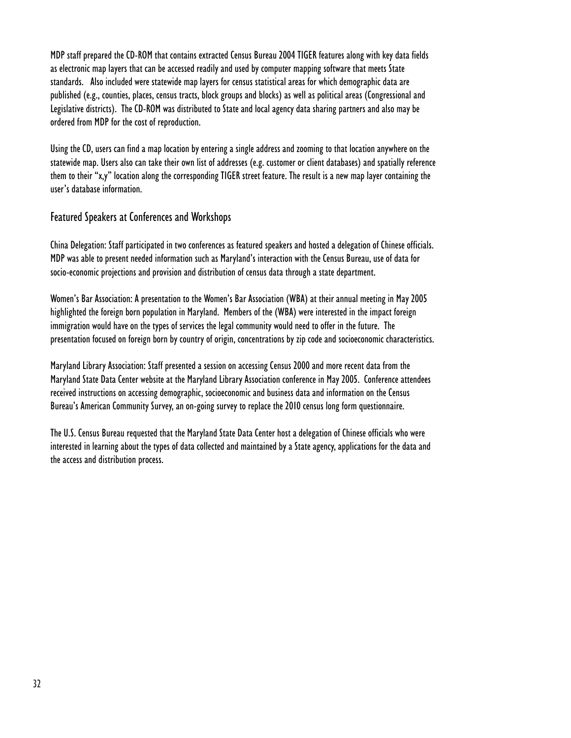MDP staff prepared the CD-ROM that contains extracted Census Bureau 2004 TIGER features along with key data fields as electronic map layers that can be accessed readily and used by computer mapping software that meets State standards. Also included were statewide map layers for census statistical areas for which demographic data are published (e.g., counties, places, census tracts, block groups and blocks) as well as political areas (Congressional and Legislative districts). The CD-ROM was distributed to State and local agency data sharing partners and also may be ordered from MDP for the cost of reproduction.

Using the CD, users can find a map location by entering a single address and zooming to that location anywhere on the statewide map. Users also can take their own list of addresses (e.g. customer or client databases) and spatially reference them to their "x,y" location along the corresponding TIGER street feature. The result is a new map layer containing the user's database information.

## Featured Speakers at Conferences and Workshops

China Delegation: Staff participated in two conferences as featured speakers and hosted a delegation of Chinese officials. MDP was able to present needed information such as Maryland's interaction with the Census Bureau, use of data for socio-economic projections and provision and distribution of census data through a state department.

Women's Bar Association: A presentation to the Women's Bar Association (WBA) at their annual meeting in May 2005 highlighted the foreign born population in Maryland. Members of the (WBA) were interested in the impact foreign immigration would have on the types of services the legal community would need to offer in the future. The presentation focused on foreign born by country of origin, concentrations by zip code and socioeconomic characteristics.

Maryland Library Association: Staff presented a session on accessing Census 2000 and more recent data from the Maryland State Data Center website at the Maryland Library Association conference in May 2005. Conference attendees received instructions on accessing demographic, socioeconomic and business data and information on the Census Bureau's American Community Survey, an on-going survey to replace the 2010 census long form questionnaire.

The U.S. Census Bureau requested that the Maryland State Data Center host a delegation of Chinese officials who were interested in learning about the types of data collected and maintained by a State agency, applications for the data and the access and distribution process.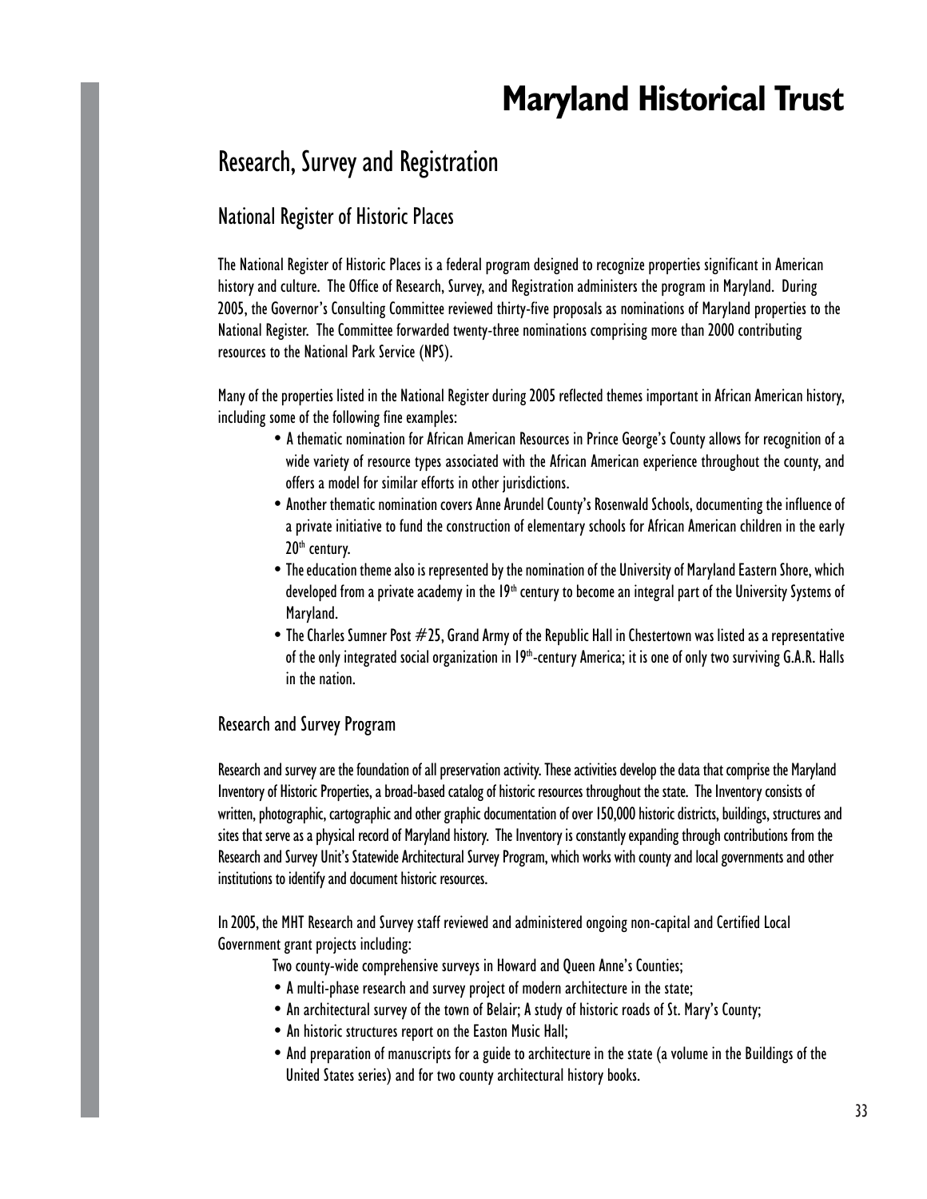# Maryland Historical Trust

## Research, Survey and Registration

### National Register of Historic Places

The National Register of Historic Places is a federal program designed to recognize properties significant in American history and culture. The Office of Research, Survey, and Registration administers the program in Maryland. During 2005, the Governor's Consulting Committee reviewed thirty-five proposals as nominations of Maryland properties to the National Register. The Committee forwarded twenty-three nominations comprising more than 2000 contributing resources to the National Park Service (NPS).

Many of the properties listed in the National Register during 2005 reflected themes important in African American history, including some of the following fine examples:

- A thematic nomination for African American Resources in Prince George's County allows for recognition of a wide variety of resource types associated with the African American experience throughout the county, and offers a model for similar efforts in other jurisdictions.
- Another thematic nomination covers Anne Arundel County's Rosenwald Schools, documenting the influence of a private initiative to fund the construction of elementary schools for African American children in the early 20th century.
- The education theme also is represented by the nomination of the University of Maryland Eastern Shore, which developed from a private academy in the 19th century to become an integral part of the University Systems of Maryland.
- The Charles Sumner Post #25, Grand Army of the Republic Hall in Chestertown was listed as a representative of the only integrated social organization in 19th-century America; it is one of only two surviving G.A.R. Halls in the nation.

### Research and Survey Program

Research and survey are the foundation of all preservation activity. These activities develop the data that comprise the Maryland Inventory of Historic Properties, a broad-based catalog of historic resources throughout the state. The Inventory consists of written, photographic, cartographic and other graphic documentation of over 150,000 historic districts, buildings, structures and sites that serve as a physical record of Maryland history. The Inventory is constantly expanding through contributions from the Research and Survey Unit's Statewide Architectural Survey Program, which works with county and local governments and other institutions to identify and document historic resources.

In 2005, the MHT Research and Survey staff reviewed and administered ongoing non-capital and Certified Local Government grant projects including:

Two county-wide comprehensive surveys in Howard and Queen Anne's Counties;

- A multi-phase research and survey project of modern architecture in the state;
- An architectural survey of the town of Belair; A study of historic roads of St. Mary's County;
- An historic structures report on the Easton Music Hall;
- And preparation of manuscripts for a guide to architecture in the state (a volume in the Buildings of the United States series) and for two county architectural history books.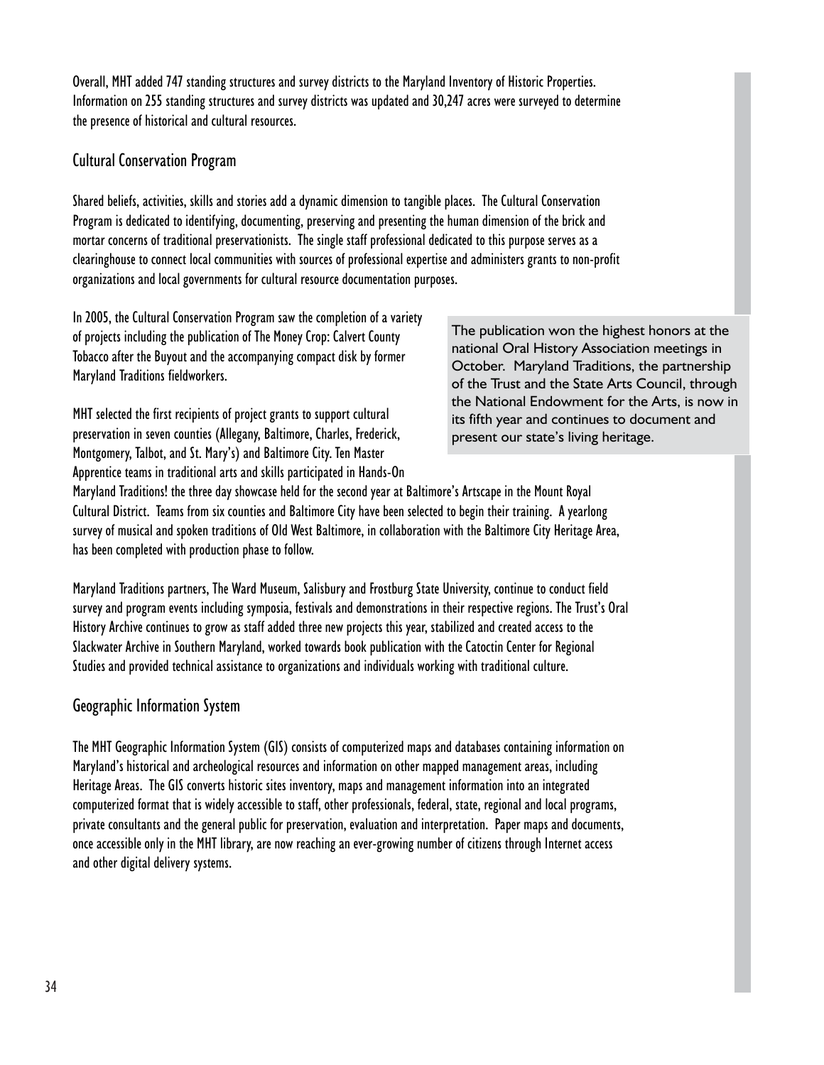Overall, MHT added 747 standing structures and survey districts to the Maryland Inventory of Historic Properties. Information on 255 standing structures and survey districts was updated and 30,247 acres were surveyed to determine the presence of historical and cultural resources.

## Cultural Conservation Program

Shared beliefs, activities, skills and stories add a dynamic dimension to tangible places. The Cultural Conservation Program is dedicated to identifying, documenting, preserving and presenting the human dimension of the brick and mortar concerns of traditional preservationists. The single staff professional dedicated to this purpose serves as a clearinghouse to connect local communities with sources of professional expertise and administers grants to non-profit organizations and local governments for cultural resource documentation purposes.

In 2005, the Cultural Conservation Program saw the completion of a variety of projects including the publication of The Money Crop: Calvert County Tobacco after the Buyout and the accompanying compact disk by former Maryland Traditions fieldworkers.

The publication won the highest honors at the national Oral History Association meetings in October. Maryland Traditions, the partnership of the Trust and the State Arts Council, through the National Endowment for the Arts, is now in its fifth year and continues to document and present our state's living heritage.

MHT selected the first recipients of project grants to support cultural preservation in seven counties (Allegany, Baltimore, Charles, Frederick, Montgomery, Talbot, and St. Mary's) and Baltimore City. Ten Master Apprentice teams in traditional arts and skills participated in Hands-On Maryland Traditions! the three day showcase held for the second year at Baltimore's Artscape in the Mount Royal Cultural District. Teams from six counties and Baltimore City have been selected to begin their training. A yearlong survey of musical and spoken traditions of Old West Baltimore, in collaboration with the Baltimore City Heritage Area, has been completed with production phase to follow.

Maryland Traditions partners, The Ward Museum, Salisbury and Frostburg State University, continue to conduct field survey and program events including symposia, festivals and demonstrations in their respective regions. The Trust's Oral History Archive continues to grow as staff added three new projects this year, stabilized and created access to the Slackwater Archive in Southern Maryland, worked towards book publication with the Catoctin Center for Regional Studies and provided technical assistance to organizations and individuals working with traditional culture.

## Geographic Information System

The MHT Geographic Information System (GIS) consists of computerized maps and databases containing information on Maryland's historical and archeological resources and information on other mapped management areas, including Heritage Areas. The GIS converts historic sites inventory, maps and management information into an integrated computerized format that is widely accessible to staff, other professionals, federal, state, regional and local programs, private consultants and the general public for preservation, evaluation and interpretation. Paper maps and documents, once accessible only in the MHT library, are now reaching an ever-growing number of citizens through Internet access and other digital delivery systems.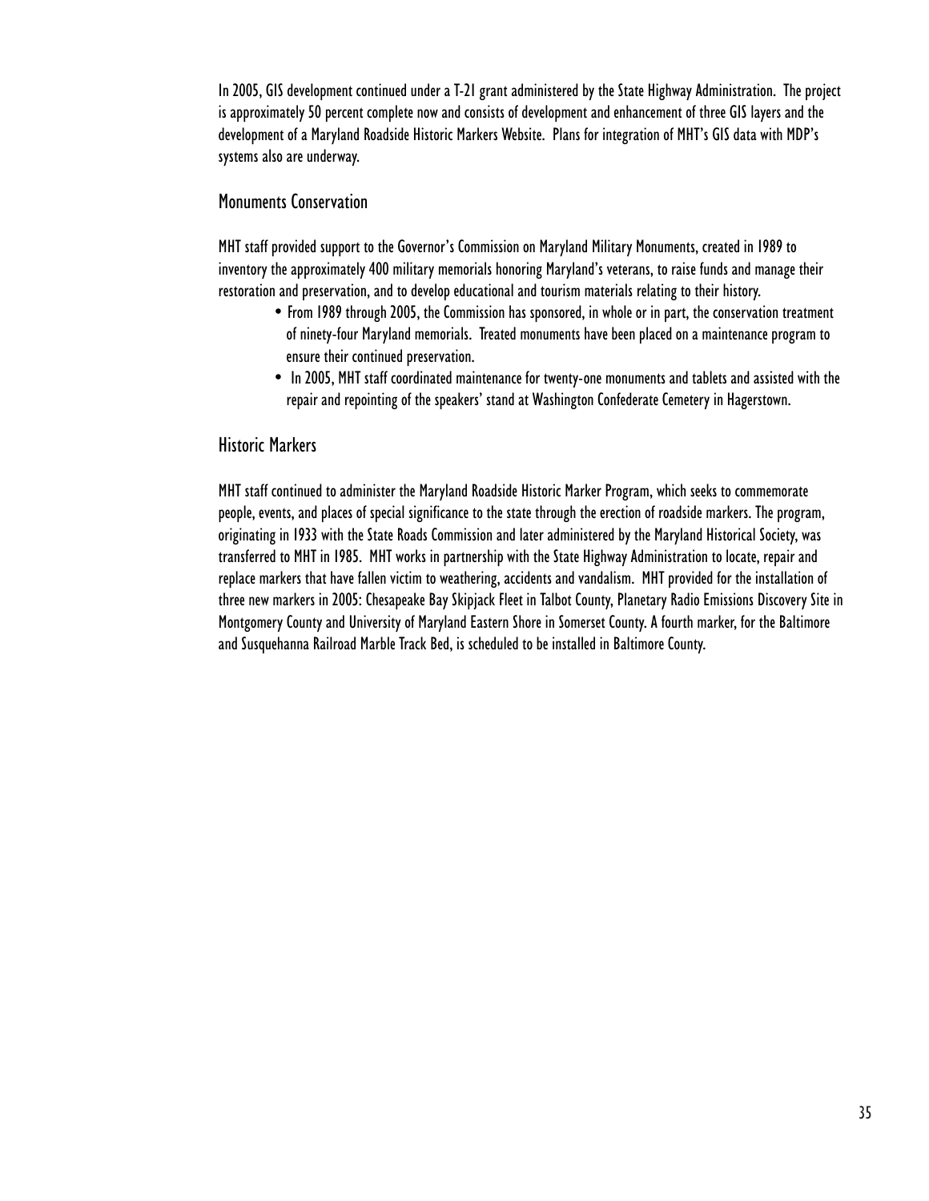In 2005, GIS development continued under a T-21 grant administered by the State Highway Administration. The project is approximately 50 percent complete now and consists of development and enhancement of three GIS layers and the development of a Maryland Roadside Historic Markers Website. Plans for integration of MHT's GIS data with MDP's systems also are underway.

## Monuments Conservation

MHT staff provided support to the Governor's Commission on Maryland Military Monuments, created in 1989 to inventory the approximately 400 military memorials honoring Maryland's veterans, to raise funds and manage their restoration and preservation, and to develop educational and tourism materials relating to their history.

- From 1989 through 2005, the Commission has sponsored, in whole or in part, the conservation treatment of ninety-four Maryland memorials. Treated monuments have been placed on a maintenance program to ensure their continued preservation.
- In 2005, MHT staff coordinated maintenance for twenty-one monuments and tablets and assisted with the repair and repointing of the speakers' stand at Washington Confederate Cemetery in Hagerstown.

## Historic Markers

MHT staff continued to administer the Maryland Roadside Historic Marker Program, which seeks to commemorate people, events, and places of special significance to the state through the erection of roadside markers. The program, originating in 1933 with the State Roads Commission and later administered by the Maryland Historical Society, was transferred to MHT in 1985. MHT works in partnership with the State Highway Administration to locate, repair and replace markers that have fallen victim to weathering, accidents and vandalism. MHT provided for the installation of three new markers in 2005: Chesapeake Bay Skipjack Fleet in Talbot County, Planetary Radio Emissions Discovery Site in Montgomery County and University of Maryland Eastern Shore in Somerset County. A fourth marker, for the Baltimore and Susquehanna Railroad Marble Track Bed, is scheduled to be installed in Baltimore County.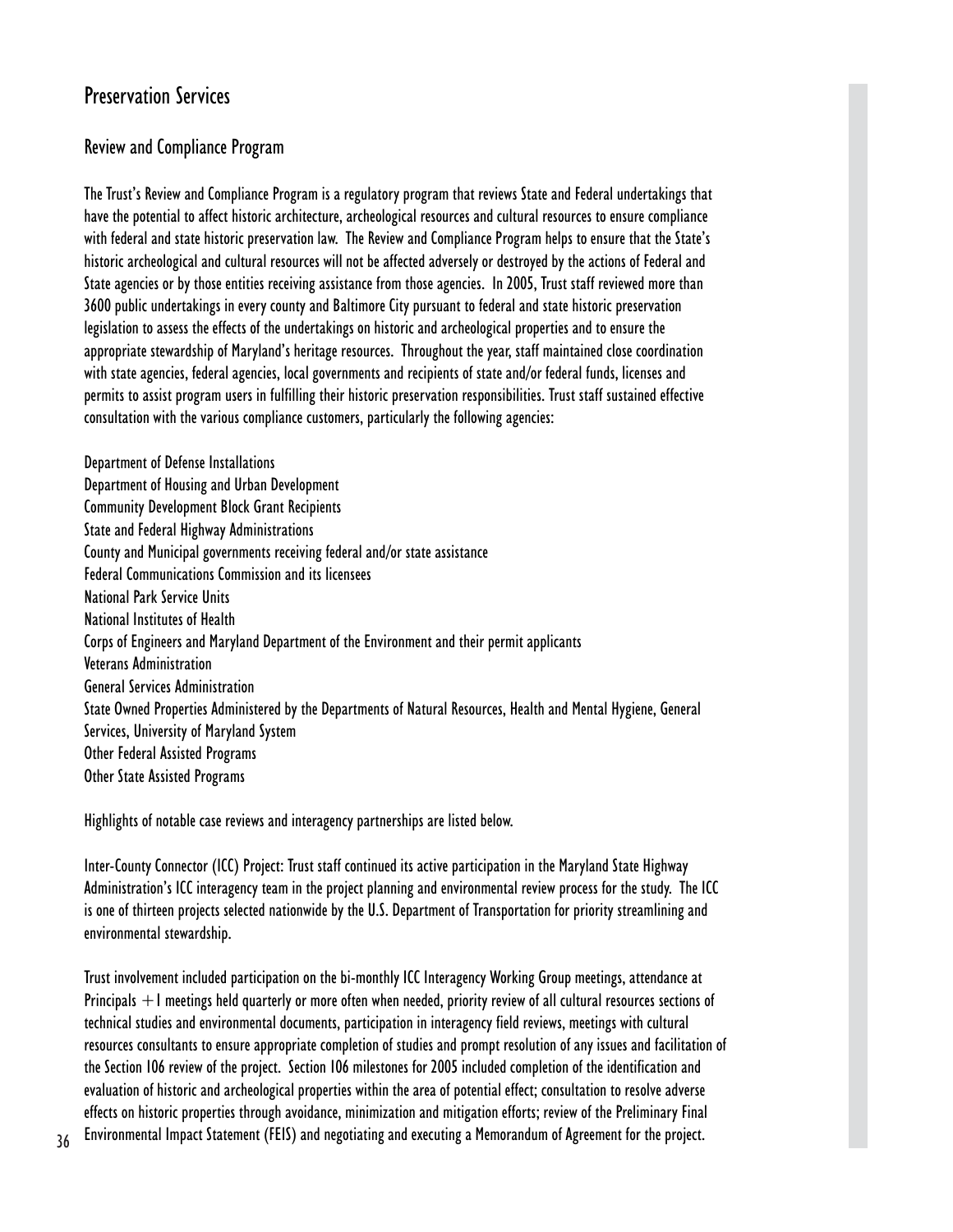# Preservation Services

## Review and Compliance Program

The Trust's Review and Compliance Program is a regulatory program that reviews State and Federal undertakings that have the potential to affect historic architecture, archeological resources and cultural resources to ensure compliance with federal and state historic preservation law. The Review and Compliance Program helps to ensure that the State's historic archeological and cultural resources will not be affected adversely or destroyed by the actions of Federal and State agencies or by those entities receiving assistance from those agencies. In 2005, Trust staff reviewed more than 3600 public undertakings in every county and Baltimore City pursuant to federal and state historic preservation legislation to assess the effects of the undertakings on historic and archeological properties and to ensure the appropriate stewardship of Maryland's heritage resources. Throughout the year, staff maintained close coordination with state agencies, federal agencies, local governments and recipients of state and/or federal funds, licenses and permits to assist program users in fulfilling their historic preservation responsibilities. Trust staff sustained effective consultation with the various compliance customers, particularly the following agencies:

Department of Defense Installations
Department of Housing and Urban Development
Community Development Block Grant Recipients
State and Federal Highway Administrations
County and Municipal governments receiving federal and/or state assistance
Federal Communications Commission and its licensees
National Park Service Units
National Institutes of Health
Corps of Engineers and Maryland Department of the Environment and their permit applicants
Veterans Administration
General Services Administration
State Owned Properties Administered by the Departments of Natural Resources, Health and Mental Hygiene, General Services, University of Maryland System
Other Federal Assisted Programs
Other State Assisted Programs

Highlights of notable case reviews and interagency partnerships are listed below.

Inter-County Connector (ICC) Project: Trust staff continued its active participation in the Maryland State Highway Administration's ICC interagency team in the project planning and environmental review process for the study. The ICC is one of thirteen projects selected nationwide by the U.S. Department of Transportation for priority streamlining and environmental stewardship.

Trust involvement included participation on the bi-monthly ICC Interagency Working Group meetings, attendance at Principals + 1 meetings held quarterly or more often when needed, priority review of all cultural resources sections of technical studies and environmental documents, participation in interagency field reviews, meetings with cultural resources consultants to ensure appropriate completion of studies and prompt resolution of any issues and facilitation of the Section 106 review of the project. Section 106 milestones for 2005 included completion of the identification and evaluation of historic and archeological properties within the area of potential effect; consultation to resolve adverse effects on historic properties through avoidance, minimization and mitigation efforts; review of the Preliminary Final Environmental Impact Statement (FEIS) and negotiating and executing a Memorandum of Agreement for the project.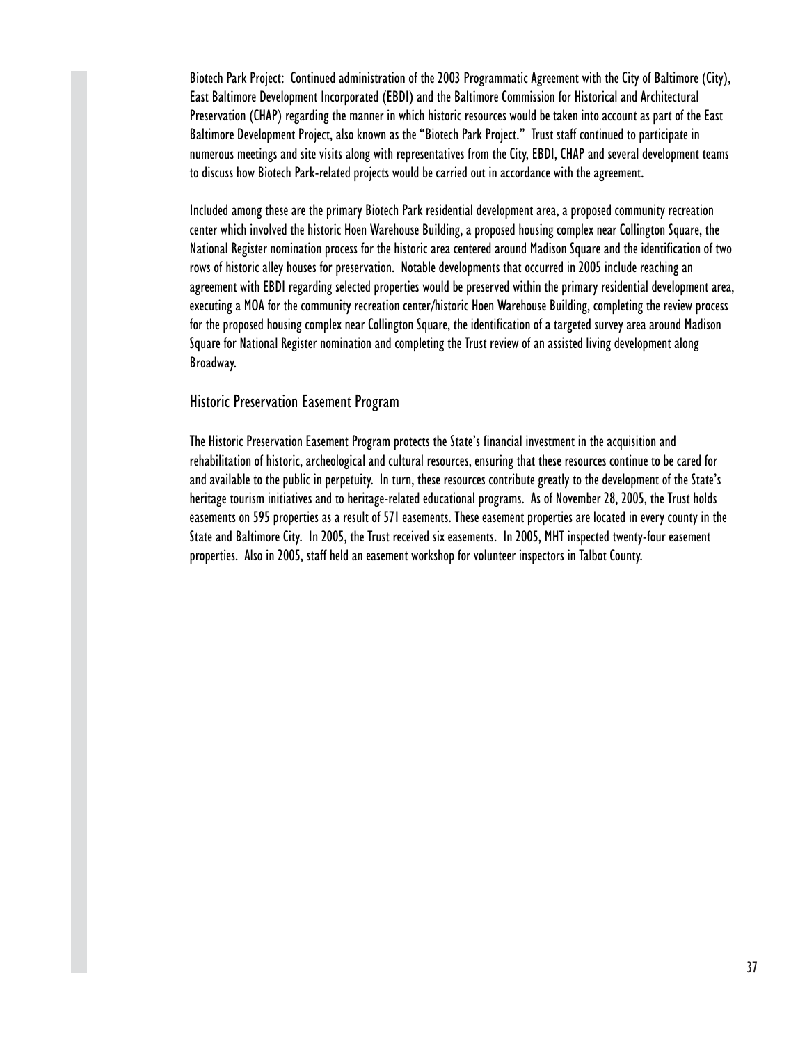Biotech Park Project: Continued administration of the 2003 Programmatic Agreement with the City of Baltimore (City), East Baltimore Development Incorporated (EBDI) and the Baltimore Commission for Historical and Architectural Preservation (CHAP) regarding the manner in which historic resources would be taken into account as part of the East Baltimore Development Project, also known as the "Biotech Park Project." Trust staff continued to participate in numerous meetings and site visits along with representatives from the City, EBDI, CHAP and several development teams to discuss how Biotech Park-related projects would be carried out in accordance with the agreement.

Included among these are the primary Biotech Park residential development area, a proposed community recreation center which involved the historic Hoen Warehouse Building, a proposed housing complex near Collington Square, the National Register nomination process for the historic area centered around Madison Square and the identification of two rows of historic alley houses for preservation. Notable developments that occurred in 2005 include reaching an agreement with EBDI regarding selected properties would be preserved within the primary residential development area, executing a MOA for the community recreation center/historic Hoen Warehouse Building, completing the review process for the proposed housing complex near Collington Square, the identification of a targeted survey area around Madison Square for National Register nomination and completing the Trust review of an assisted living development along Broadway.

## Historic Preservation Easement Program

The Historic Preservation Easement Program protects the State's financial investment in the acquisition and rehabilitation of historic, archeological and cultural resources, ensuring that these resources continue to be cared for and available to the public in perpetuity. In turn, these resources contribute greatly to the development of the State's heritage tourism initiatives and to heritage-related educational programs. As of November 28, 2005, the Trust holds easements on 595 properties as a result of 571 easements. These easement properties are located in every county in the State and Baltimore City. In 2005, the Trust received six easements. In 2005, MHT inspected twenty-four easement properties. Also in 2005, staff held an easement workshop for volunteer inspectors in Talbot County.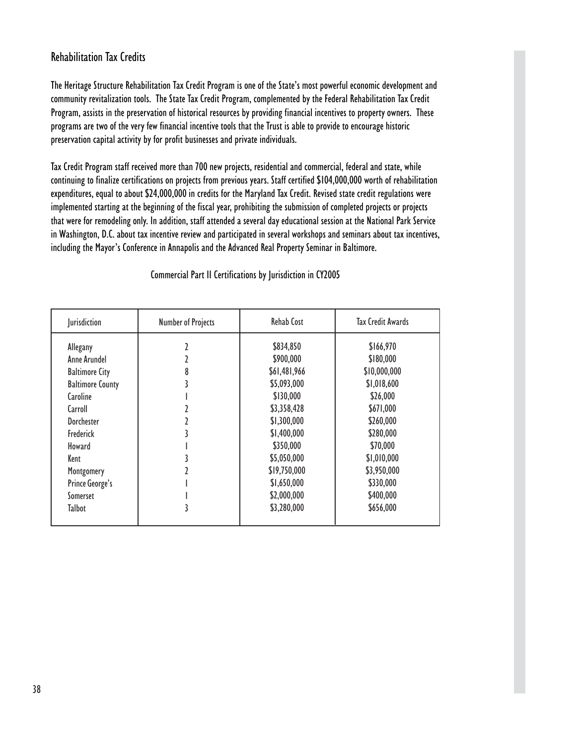## Rehabilitation Tax Credits

The Heritage Structure Rehabilitation Tax Credit Program is one of the State's most powerful economic development and community revitalization tools. The State Tax Credit Program, complemented by the Federal Rehabilitation Tax Credit Program, assists in the preservation of historical resources by providing financial incentives to property owners. These programs are two of the very few financial incentive tools that the Trust is able to provide to encourage historic preservation capital activity by for profit businesses and private individuals.

Tax Credit Program staff received more than 700 new projects, residential and commercial, federal and state, while continuing to finalize certifications on projects from previous years. Staff certified $104,000,000 worth of rehabilitation expenditures, equal to about $24,000,000 in credits for the Maryland Tax Credit. Revised state credit regulations were implemented starting at the beginning of the fiscal year, prohibiting the submission of completed projects or projects that were for remodeling only. In addition, staff attended a several day educational session at the National Park Service in Washington, D.C. about tax incentive review and participated in several workshops and seminars about tax incentives, including the Mayor's Conference in Annapolis and the Advanced Real Property Seminar in Baltimore.

Commercial Part II Certifications by Jurisdiction in CY2005

| Jurisdiction | Number of Projects | Rehab Cost | Tax Credit Awards |
|---|---|---|---|
| Allegany | 2 | $834,850 | $166,970 |
| Anne Arundel | 2 | $900,000 | $180,000 |
| Baltimore City | 8 | $61,481,966 | $10,000,000 |
| Baltimore County | 3 | $5,093,000 | $1,018,600 |
| Caroline | 1 | $130,000 | $26,000 |
| Carroll | 2 | $3,358,428 | $671,000 |
| Dorchester | 2 | $1,300,000 | $260,000 |
| Frederick | 3 | $1,400,000 | $280,000 |
| Howard | 1 | $350,000 | $70,000 |
| Kent | 3 | $5,050,000 | $1,010,000 |
| Montgomery | 2 | $19,750,000 | $3,950,000 |
| Prince George's | 1 | $1,650,000 | $330,000 |
| Somerset | 1 | $2,000,000 | $400,000 |
| Talbot | 3 | $3,280,000 | $656,000 |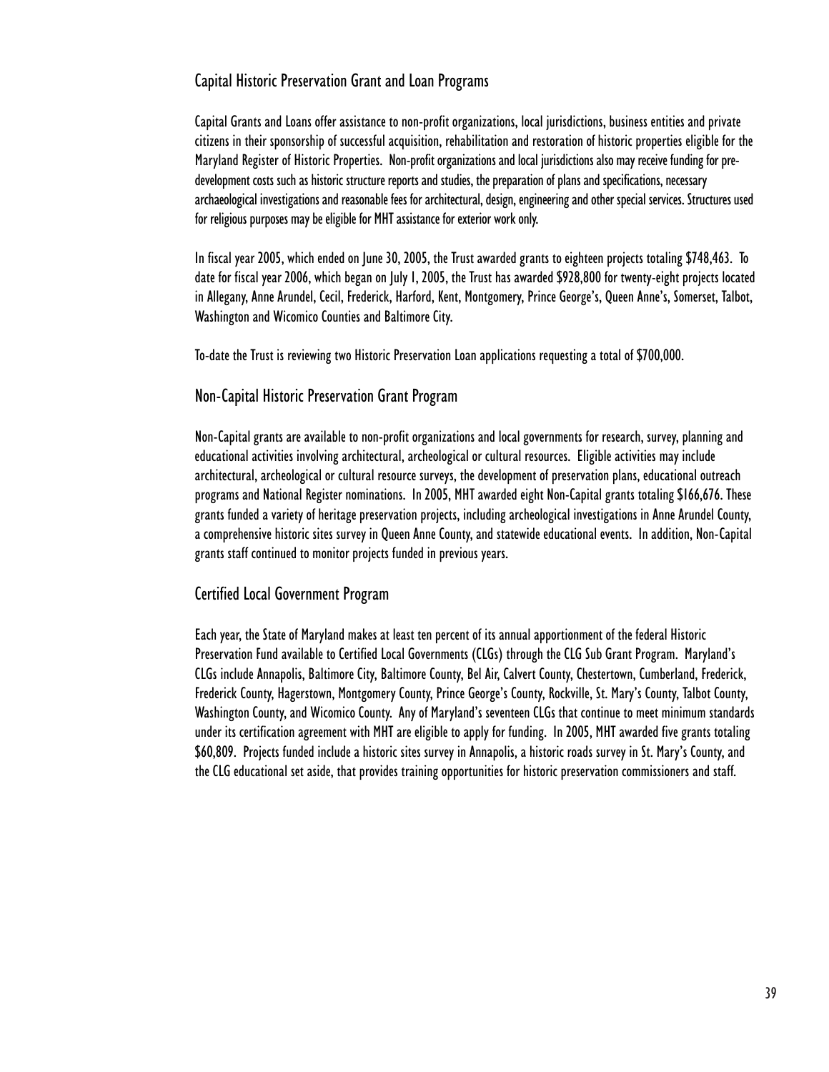## Capital Historic Preservation Grant and Loan Programs

Capital Grants and Loans offer assistance to non-profit organizations, local jurisdictions, business entities and private citizens in their sponsorship of successful acquisition, rehabilitation and restoration of historic properties eligible for the Maryland Register of Historic Properties. Non-profit organizations and local jurisdictions also may receive funding for pre-development costs such as historic structure reports and studies, the preparation of plans and specifications, necessary archaeological investigations and reasonable fees for architectural, design, engineering and other special services. Structures used for religious purposes may be eligible for MHT assistance for exterior work only.

In fiscal year 2005, which ended on June 30, 2005, the Trust awarded grants to eighteen projects totaling $748,463. To date for fiscal year 2006, which began on July 1, 2005, the Trust has awarded $928,800 for twenty-eight projects located in Allegany, Anne Arundel, Cecil, Frederick, Harford, Kent, Montgomery, Prince George's, Queen Anne's, Somerset, Talbot, Washington and Wicomico Counties and Baltimore City.

To-date the Trust is reviewing two Historic Preservation Loan applications requesting a total of $700,000.

## Non-Capital Historic Preservation Grant Program

Non-Capital grants are available to non-profit organizations and local governments for research, survey, planning and educational activities involving architectural, archeological or cultural resources. Eligible activities may include architectural, archeological or cultural resource surveys, the development of preservation plans, educational outreach programs and National Register nominations. In 2005, MHT awarded eight Non-Capital grants totaling $166,676. These grants funded a variety of heritage preservation projects, including archeological investigations in Anne Arundel County, a comprehensive historic sites survey in Queen Anne County, and statewide educational events. In addition, Non-Capital grants staff continued to monitor projects funded in previous years.

## Certified Local Government Program

Each year, the State of Maryland makes at least ten percent of its annual apportionment of the federal Historic Preservation Fund available to Certified Local Governments (CLGs) through the CLG Sub Grant Program. Maryland's CLGs include Annapolis, Baltimore City, Baltimore County, Bel Air, Calvert County, Chestertown, Cumberland, Frederick, Frederick County, Hagerstown, Montgomery County, Prince George's County, Rockville, St. Mary's County, Talbot County, Washington County, and Wicomico County. Any of Maryland's seventeen CLGs that continue to meet minimum standards under its certification agreement with MHT are eligible to apply for funding. In 2005, MHT awarded five grants totaling $60,809. Projects funded include a historic sites survey in Annapolis, a historic roads survey in St. Mary's County, and the CLG educational set aside, that provides training opportunities for historic preservation commissioners and staff.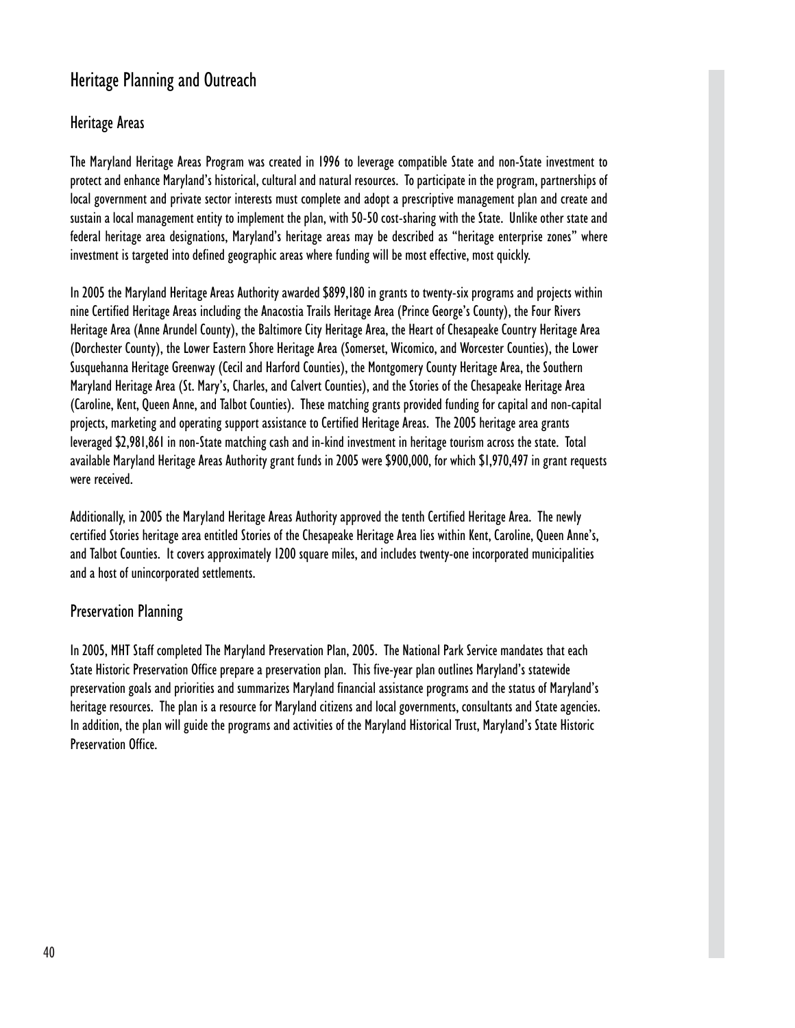# Heritage Planning and Outreach

## Heritage Areas

The Maryland Heritage Areas Program was created in 1996 to leverage compatible State and non-State investment to protect and enhance Maryland's historical, cultural and natural resources. To participate in the program, partnerships of local government and private sector interests must complete and adopt a prescriptive management plan and create and sustain a local management entity to implement the plan, with 50-50 cost-sharing with the State. Unlike other state and federal heritage area designations, Maryland's heritage areas may be described as "heritage enterprise zones" where investment is targeted into defined geographic areas where funding will be most effective, most quickly.

In 2005 the Maryland Heritage Areas Authority awarded $899,180 in grants to twenty-six programs and projects within nine Certified Heritage Areas including the Anacostia Trails Heritage Area (Prince George's County), the Four Rivers Heritage Area (Anne Arundel County), the Baltimore City Heritage Area, the Heart of Chesapeake Country Heritage Area (Dorchester County), the Lower Eastern Shore Heritage Area (Somerset, Wicomico, and Worcester Counties), the Lower Susquehanna Heritage Greenway (Cecil and Harford Counties), the Montgomery County Heritage Area, the Southern Maryland Heritage Area (St. Mary's, Charles, and Calvert Counties), and the Stories of the Chesapeake Heritage Area (Caroline, Kent, Queen Anne, and Talbot Counties). These matching grants provided funding for capital and non-capital projects, marketing and operating support assistance to Certified Heritage Areas. The 2005 heritage area grants leveraged $2,981,861 in non-State matching cash and in-kind investment in heritage tourism across the state. Total available Maryland Heritage Areas Authority grant funds in 2005 were $900,000, for which $1,970,497 in grant requests were received.

Additionally, in 2005 the Maryland Heritage Areas Authority approved the tenth Certified Heritage Area. The newly certified Stories heritage area entitled Stories of the Chesapeake Heritage Area lies within Kent, Caroline, Queen Anne's, and Talbot Counties. It covers approximately 1200 square miles, and includes twenty-one incorporated municipalities and a host of unincorporated settlements.

## Preservation Planning

In 2005, MHT Staff completed The Maryland Preservation Plan, 2005. The National Park Service mandates that each State Historic Preservation Office prepare a preservation plan. This five-year plan outlines Maryland's statewide preservation goals and priorities and summarizes Maryland financial assistance programs and the status of Maryland's heritage resources. The plan is a resource for Maryland citizens and local governments, consultants and State agencies. In addition, the plan will guide the programs and activities of the Maryland Historical Trust, Maryland's State Historic Preservation Office.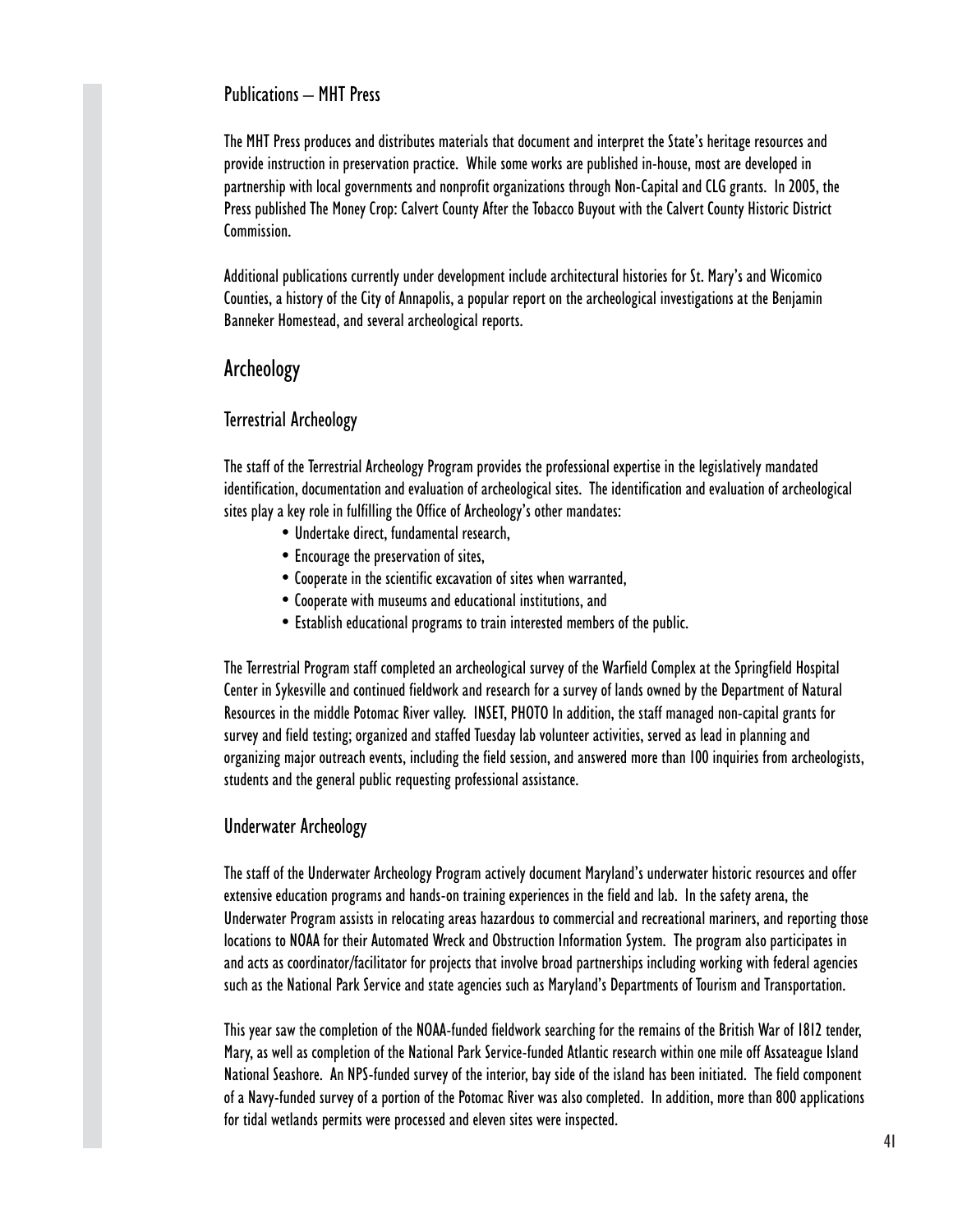### Publications – MHT Press

The MHT Press produces and distributes materials that document and interpret the State's heritage resources and provide instruction in preservation practice. While some works are published in-house, most are developed in partnership with local governments and nonprofit organizations through Non-Capital and CLG grants. In 2005, the Press published The Money Crop: Calvert County After the Tobacco Buyout with the Calvert County Historic District Commission.

Additional publications currently under development include architectural histories for St. Mary's and Wicomico Counties, a history of the City of Annapolis, a popular report on the archeological investigations at the Benjamin Banneker Homestead, and several archeological reports.

## Archeology

### Terrestrial Archeology

The staff of the Terrestrial Archeology Program provides the professional expertise in the legislatively mandated identification, documentation and evaluation of archeological sites. The identification and evaluation of archeological sites play a key role in fulfilling the Office of Archeology's other mandates:

- Undertake direct, fundamental research,
- Encourage the preservation of sites,
- Cooperate in the scientific excavation of sites when warranted,
- Cooperate with museums and educational institutions, and
- Establish educational programs to train interested members of the public.

The Terrestrial Program staff completed an archeological survey of the Warfield Complex at the Springfield Hospital Center in Sykesville and continued fieldwork and research for a survey of lands owned by the Department of Natural Resources in the middle Potomac River valley. INSET, PHOTO In addition, the staff managed non-capital grants for survey and field testing; organized and staffed Tuesday lab volunteer activities, served as lead in planning and organizing major outreach events, including the field session, and answered more than 100 inquiries from archeologists, students and the general public requesting professional assistance.

### Underwater Archeology

The staff of the Underwater Archeology Program actively document Maryland's underwater historic resources and offer extensive education programs and hands-on training experiences in the field and lab. In the safety arena, the Underwater Program assists in relocating areas hazardous to commercial and recreational mariners, and reporting those locations to NOAA for their Automated Wreck and Obstruction Information System. The program also participates in and acts as coordinator/facilitator for projects that involve broad partnerships including working with federal agencies such as the National Park Service and state agencies such as Maryland's Departments of Tourism and Transportation.

This year saw the completion of the NOAA-funded fieldwork searching for the remains of the British War of 1812 tender, Mary, as well as completion of the National Park Service-funded Atlantic research within one mile off Assateague Island National Seashore. An NPS-funded survey of the interior, bay side of the island has been initiated. The field component of a Navy-funded survey of a portion of the Potomac River was also completed. In addition, more than 800 applications for tidal wetlands permits were processed and eleven sites were inspected.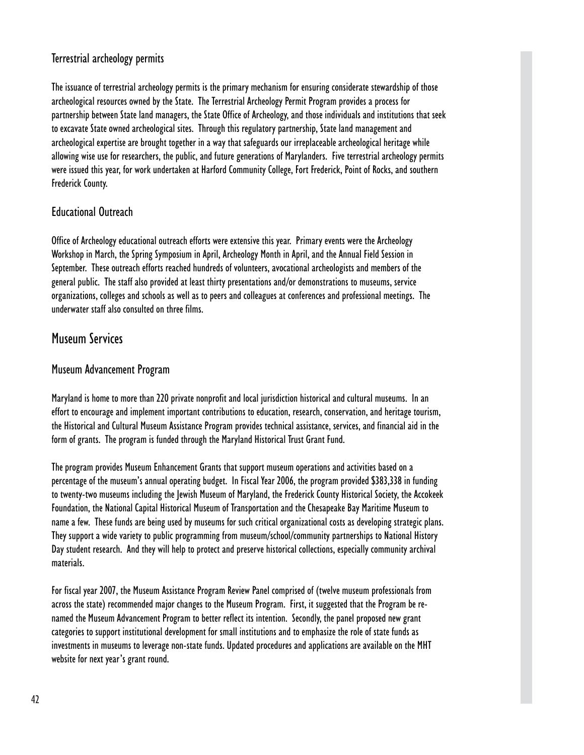### Terrestrial archeology permits

The issuance of terrestrial archeology permits is the primary mechanism for ensuring considerate stewardship of those archeological resources owned by the State. The Terrestrial Archeology Permit Program provides a process for partnership between State land managers, the State Office of Archeology, and those individuals and institutions that seek to excavate State owned archeological sites. Through this regulatory partnership, State land management and archeological expertise are brought together in a way that safeguards our irreplaceable archeological heritage while allowing wise use for researchers, the public, and future generations of Marylanders. Five terrestrial archeology permits were issued this year, for work undertaken at Harford Community College, Fort Frederick, Point of Rocks, and southern Frederick County.

### Educational Outreach

Office of Archeology educational outreach efforts were extensive this year. Primary events were the Archeology Workshop in March, the Spring Symposium in April, Archeology Month in April, and the Annual Field Session in September. These outreach efforts reached hundreds of volunteers, avocational archeologists and members of the general public. The staff also provided at least thirty presentations and/or demonstrations to museums, service organizations, colleges and schools as well as to peers and colleagues at conferences and professional meetings. The underwater staff also consulted on three films.

## Museum Services

### Museum Advancement Program

Maryland is home to more than 220 private nonprofit and local jurisdiction historical and cultural museums. In an effort to encourage and implement important contributions to education, research, conservation, and heritage tourism, the Historical and Cultural Museum Assistance Program provides technical assistance, services, and financial aid in the form of grants. The program is funded through the Maryland Historical Trust Grant Fund.

The program provides Museum Enhancement Grants that support museum operations and activities based on a percentage of the museum's annual operating budget. In Fiscal Year 2006, the program provided $383,338 in funding to twenty-two museums including the Jewish Museum of Maryland, the Frederick County Historical Society, the Accokeek Foundation, the National Capital Historical Museum of Transportation and the Chesapeake Bay Maritime Museum to name a few. These funds are being used by museums for such critical organizational costs as developing strategic plans. They support a wide variety to public programming from museum/school/community partnerships to National History Day student research. And they will help to protect and preserve historical collections, especially community archival materials.

For fiscal year 2007, the Museum Assistance Program Review Panel comprised of (twelve museum professionals from across the state) recommended major changes to the Museum Program. First, it suggested that the Program be renamed the Museum Advancement Program to better reflect its intention. Secondly, the panel proposed new grant categories to support institutional development for small institutions and to emphasize the role of state funds as investments in museums to leverage non-state funds. Updated procedures and applications are available on the MHT website for next year's grant round.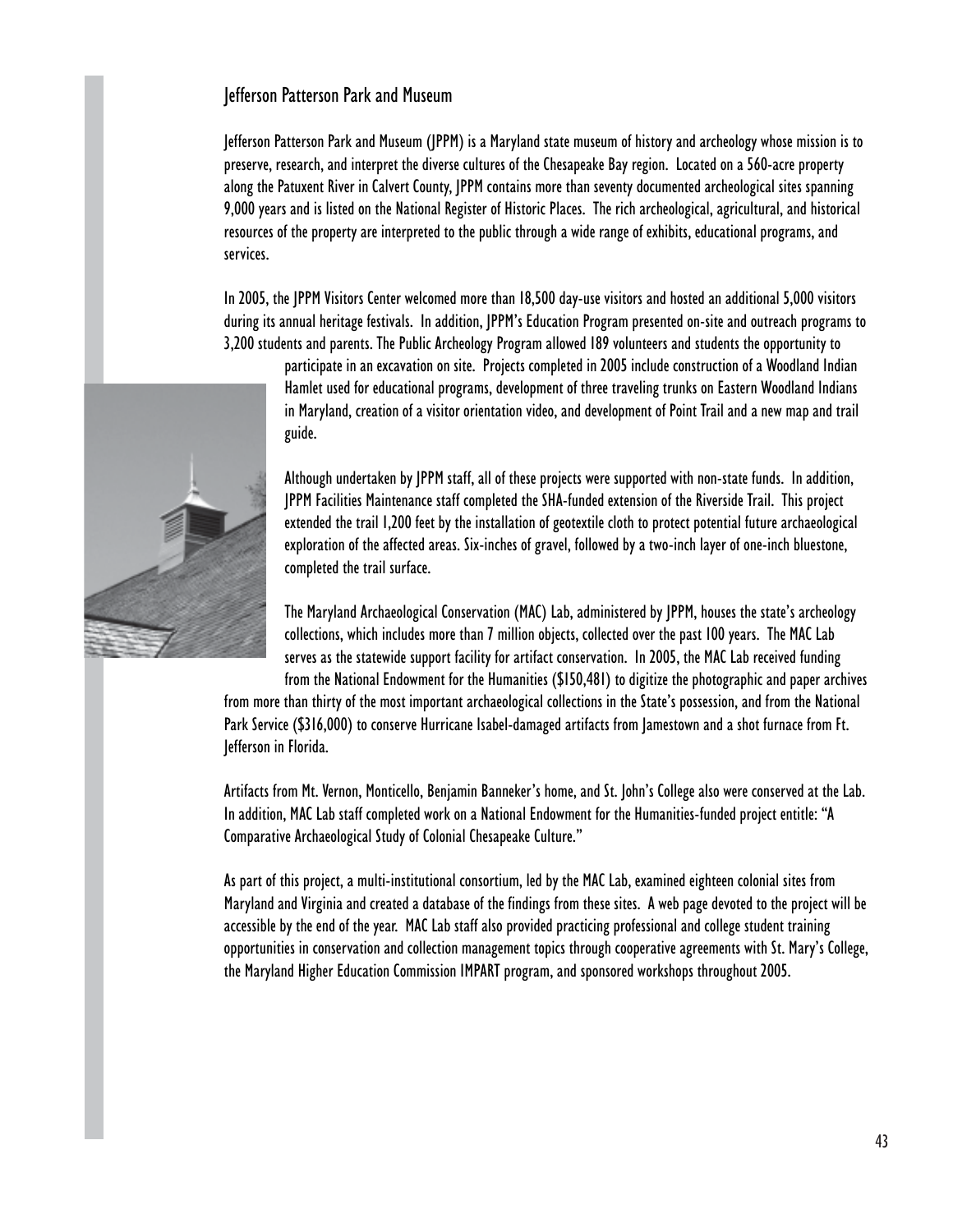## Jefferson Patterson Park and Museum

Jefferson Patterson Park and Museum (JPPM) is a Maryland state museum of history and archeology whose mission is to preserve, research, and interpret the diverse cultures of the Chesapeake Bay region. Located on a 560-acre property along the Patuxent River in Calvert County, JPPM contains more than seventy documented archeological sites spanning 9,000 years and is listed on the National Register of Historic Places. The rich archeological, agricultural, and historical resources of the property are interpreted to the public through a wide range of exhibits, educational programs, and services.

In 2005, the JPPM Visitors Center welcomed more than 18,500 day-use visitors and hosted an additional 5,000 visitors during its annual heritage festivals. In addition, JPPM's Education Program presented on-site and outreach programs to 3,200 students and parents. The Public Archeology Program allowed 189 volunteers and students the opportunity to participate in an excavation on site. Projects completed in 2005 include construction of a Woodland Indian Hamlet used for educational programs, development of three traveling trunks on Eastern Woodland Indians in Maryland, creation of a visitor orientation video, and development of Point Trail and a new map and trail guide.

Although undertaken by JPPM staff, all of these projects were supported with non-state funds. In addition, JPPM Facilities Maintenance staff completed the SHA-funded extension of the Riverside Trail. This project extended the trail 1,200 feet by the installation of geotextile cloth to protect potential future archaeological exploration of the affected areas. Six-inches of gravel, followed by a two-inch layer of one-inch bluestone, completed the trail surface.

The Maryland Archaeological Conservation (MAC) Lab, administered by JPPM, houses the state's archeology collections, which includes more than 7 million objects, collected over the past 100 years. The MAC Lab serves as the statewide support facility for artifact conservation. In 2005, the MAC Lab received funding from the National Endowment for the Humanities ($150,481) to digitize the photographic and paper archives from more than thirty of the most important archaeological collections in the State's possession, and from the National Park Service ($316,000) to conserve Hurricane Isabel-damaged artifacts from Jamestown and a shot furnace from Ft. Jefferson in Florida.

Artifacts from Mt. Vernon, Monticello, Benjamin Banneker's home, and St. John's College also were conserved at the Lab. In addition, MAC Lab staff completed work on a National Endowment for the Humanities-funded project entitle: "A Comparative Archaeological Study of Colonial Chesapeake Culture."

As part of this project, a multi-institutional consortium, led by the MAC Lab, examined eighteen colonial sites from Maryland and Virginia and created a database of the findings from these sites. A web page devoted to the project will be accessible by the end of the year. MAC Lab staff also provided practicing professional and college student training opportunities in conservation and collection management topics through cooperative agreements with St. Mary's College, the Maryland Higher Education Commission IMPART program, and sponsored workshops throughout 2005.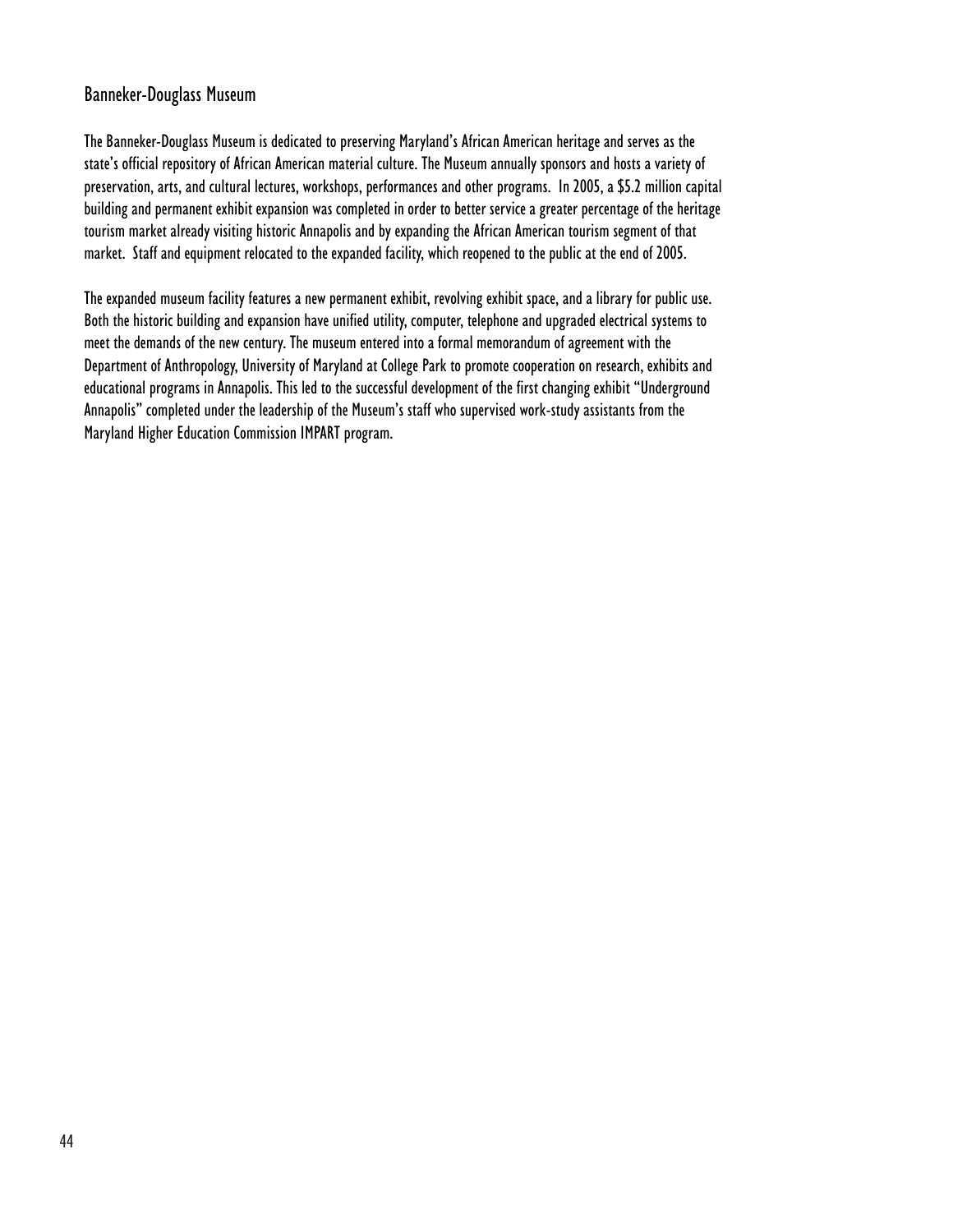## Banneker-Douglass Museum

The Banneker-Douglass Museum is dedicated to preserving Maryland's African American heritage and serves as the state's official repository of African American material culture. The Museum annually sponsors and hosts a variety of preservation, arts, and cultural lectures, workshops, performances and other programs. In 2005, a $5.2 million capital building and permanent exhibit expansion was completed in order to better service a greater percentage of the heritage tourism market already visiting historic Annapolis and by expanding the African American tourism segment of that market. Staff and equipment relocated to the expanded facility, which reopened to the public at the end of 2005.

The expanded museum facility features a new permanent exhibit, revolving exhibit space, and a library for public use. Both the historic building and expansion have unified utility, computer, telephone and upgraded electrical systems to meet the demands of the new century. The museum entered into a formal memorandum of agreement with the Department of Anthropology, University of Maryland at College Park to promote cooperation on research, exhibits and educational programs in Annapolis. This led to the successful development of the first changing exhibit "Underground Annapolis" completed under the leadership of the Museum's staff who supervised work-study assistants from the Maryland Higher Education Commission IMPART program.